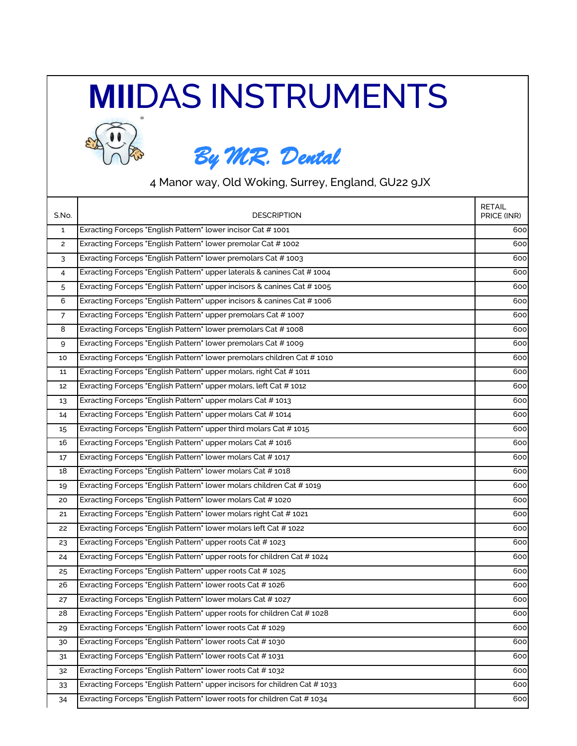# MIIDAS INSTRUMENTS

*By MR. Dental*

4 Manor way, Old Woking, Surrey, England, GU22 9JX

| S.No. | DESCRIPTION | RETAIL PRICE (INR) |
|---|---|---|
| 1 | Exracting Forceps "English Pattern" lower incisor Cat # 1001 | 600 |
| 2 | Exracting Forceps "English Pattern" lower premolar Cat # 1002 | 600 |
| 3 | Exracting Forceps "English Pattern" lower premolars Cat # 1003 | 600 |
| 4 | Exracting Forceps "English Pattern" upper laterals & canines Cat # 1004 | 600 |
| 5 | Exracting Forceps "English Pattern" upper incisors & canines Cat # 1005 | 600 |
| 6 | Exracting Forceps "English Pattern" upper incisors & canines Cat # 1006 | 600 |
| 7 | Exracting Forceps "English Pattern" upper premolars Cat # 1007 | 600 |
| 8 | Exracting Forceps "English Pattern" lower premolars Cat # 1008 | 600 |
| 9 | Exracting Forceps "English Pattern" lower premolars Cat # 1009 | 600 |
| 10 | Exracting Forceps "English Pattern" lower premolars children Cat # 1010 | 600 |
| 11 | Exracting Forceps "English Pattern" upper molars, right Cat # 1011 | 600 |
| 12 | Exracting Forceps "English Pattern" upper molars, left Cat # 1012 | 600 |
| 13 | Exracting Forceps "English Pattern" upper molars Cat # 1013 | 600 |
| 14 | Exracting Forceps "English Pattern" upper molars Cat # 1014 | 600 |
| 15 | Exracting Forceps "English Pattern" upper third molars Cat # 1015 | 600 |
| 16 | Exracting Forceps "English Pattern" upper molars Cat # 1016 | 600 |
| 17 | Exracting Forceps "English Pattern" lower molars Cat # 1017 | 600 |
| 18 | Exracting Forceps "English Pattern" lower molars Cat # 1018 | 600 |
| 19 | Exracting Forceps "English Pattern" lower molars children Cat # 1019 | 600 |
| 20 | Exracting Forceps "English Pattern" lower molars Cat # 1020 | 600 |
| 21 | Exracting Forceps "English Pattern" lower molars right Cat # 1021 | 600 |
| 22 | Exracting Forceps "English Pattern" lower molars left Cat # 1022 | 600 |
| 23 | Exracting Forceps "English Pattern" upper roots Cat # 1023 | 600 |
| 24 | Exracting Forceps "English Pattern" upper roots for children Cat # 1024 | 600 |
| 25 | Exracting Forceps "English Pattern" upper roots Cat # 1025 | 600 |
| 26 | Exracting Forceps "English Pattern" lower roots Cat # 1026 | 600 |
| 27 | Exracting Forceps "English Pattern" lower molars Cat # 1027 | 600 |
| 28 | Exracting Forceps "English Pattern" upper roots for children Cat # 1028 | 600 |
| 29 | Exracting Forceps "English Pattern" lower roots Cat # 1029 | 600 |
| 30 | Exracting Forceps "English Pattern" lower roots Cat # 1030 | 600 |
| 31 | Exracting Forceps "English Pattern" lower roots Cat # 1031 | 600 |
| 32 | Exracting Forceps "English Pattern" lower roots Cat # 1032 | 600 |
| 33 | Exracting Forceps "English Pattern" upper incisors for children Cat # 1033 | 600 |
| 34 | Exracting Forceps "English Pattern" lower roots for children Cat # 1034 | 600 |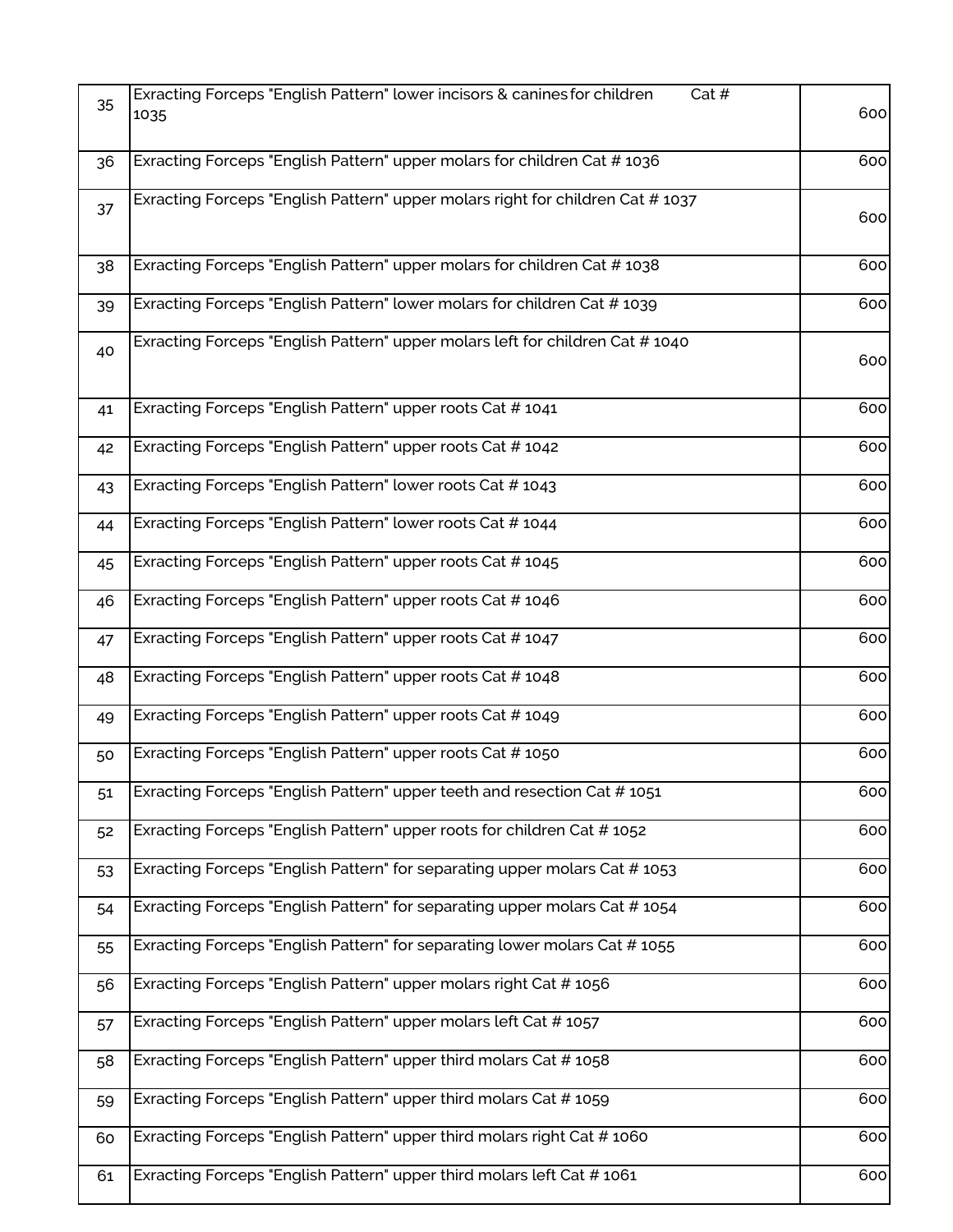| | | |
|---|---|---|
| 35 | Exracting Forceps "English Pattern" lower incisors & canines for children Cat # 1035 | 600 |
| 36 | Exracting Forceps "English Pattern" upper molars for children Cat # 1036 | 600 |
| 37 | Exracting Forceps "English Pattern" upper molars right for children Cat # 1037 | 600 |
| 38 | Exracting Forceps "English Pattern" upper molars for children Cat # 1038 | 600 |
| 39 | Exracting Forceps "English Pattern" lower molars for children Cat # 1039 | 600 |
| 40 | Exracting Forceps "English Pattern" upper molars left for children Cat # 1040 | 600 |
| 41 | Exracting Forceps "English Pattern" upper roots Cat # 1041 | 600 |
| 42 | Exracting Forceps "English Pattern" upper roots Cat # 1042 | 600 |
| 43 | Exracting Forceps "English Pattern" lower roots Cat # 1043 | 600 |
| 44 | Exracting Forceps "English Pattern" lower roots Cat # 1044 | 600 |
| 45 | Exracting Forceps "English Pattern" upper roots Cat # 1045 | 600 |
| 46 | Exracting Forceps "English Pattern" upper roots Cat # 1046 | 600 |
| 47 | Exracting Forceps "English Pattern" upper roots Cat # 1047 | 600 |
| 48 | Exracting Forceps "English Pattern" upper roots Cat # 1048 | 600 |
| 49 | Exracting Forceps "English Pattern" upper roots Cat # 1049 | 600 |
| 50 | Exracting Forceps "English Pattern" upper roots Cat # 1050 | 600 |
| 51 | Exracting Forceps "English Pattern" upper teeth and resection Cat # 1051 | 600 |
| 52 | Exracting Forceps "English Pattern" upper roots for children Cat # 1052 | 600 |
| 53 | Exracting Forceps "English Pattern" for separating upper molars Cat # 1053 | 600 |
| 54 | Exracting Forceps "English Pattern" for separating upper molars Cat # 1054 | 600 |
| 55 | Exracting Forceps "English Pattern" for separating lower molars Cat # 1055 | 600 |
| 56 | Exracting Forceps "English Pattern" upper molars right Cat # 1056 | 600 |
| 57 | Exracting Forceps "English Pattern" upper molars left Cat # 1057 | 600 |
| 58 | Exracting Forceps "English Pattern" upper third molars Cat # 1058 | 600 |
| 59 | Exracting Forceps "English Pattern" upper third molars Cat # 1059 | 600 |
| 60 | Exracting Forceps "English Pattern" upper third molars right Cat # 1060 | 600 |
| 61 | Exracting Forceps "English Pattern" upper third molars left Cat # 1061 | 600 |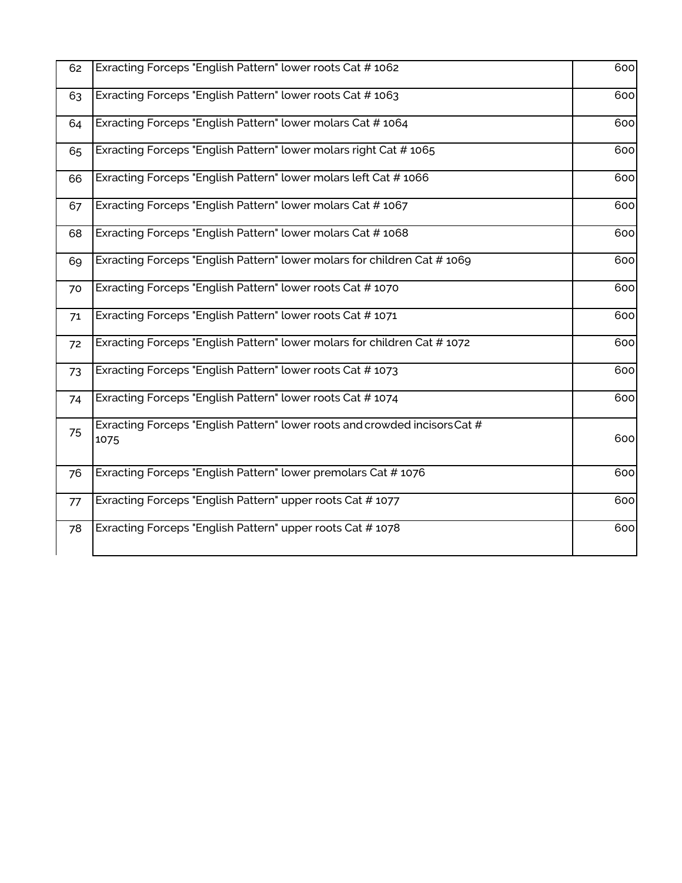| | | |
|---|---|---|
| 62 | Exracting Forceps "English Pattern" lower roots Cat # 1062 | 600 |
| 63 | Exracting Forceps "English Pattern" lower roots Cat # 1063 | 600 |
| 64 | Exracting Forceps "English Pattern" lower molars Cat # 1064 | 600 |
| 65 | Exracting Forceps "English Pattern" lower molars right Cat # 1065 | 600 |
| 66 | Exracting Forceps "English Pattern" lower molars left Cat # 1066 | 600 |
| 67 | Exracting Forceps "English Pattern" lower molars Cat # 1067 | 600 |
| 68 | Exracting Forceps "English Pattern" lower molars Cat # 1068 | 600 |
| 69 | Exracting Forceps "English Pattern" lower molars for children Cat # 1069 | 600 |
| 70 | Exracting Forceps "English Pattern" lower roots Cat # 1070 | 600 |
| 71 | Exracting Forceps "English Pattern" lower roots Cat # 1071 | 600 |
| 72 | Exracting Forceps "English Pattern" lower molars for children Cat # 1072 | 600 |
| 73 | Exracting Forceps "English Pattern" lower roots Cat # 1073 | 600 |
| 74 | Exracting Forceps "English Pattern" lower roots Cat # 1074 | 600 |
| 75 | Exracting Forceps "English Pattern" lower roots and crowded incisors Cat # 1075 | 600 |
| 76 | Exracting Forceps "English Pattern" lower premolars Cat # 1076 | 600 |
| 77 | Exracting Forceps "English Pattern" upper roots Cat # 1077 | 600 |
| 78 | Exracting Forceps "English Pattern" upper roots Cat # 1078 | 600 |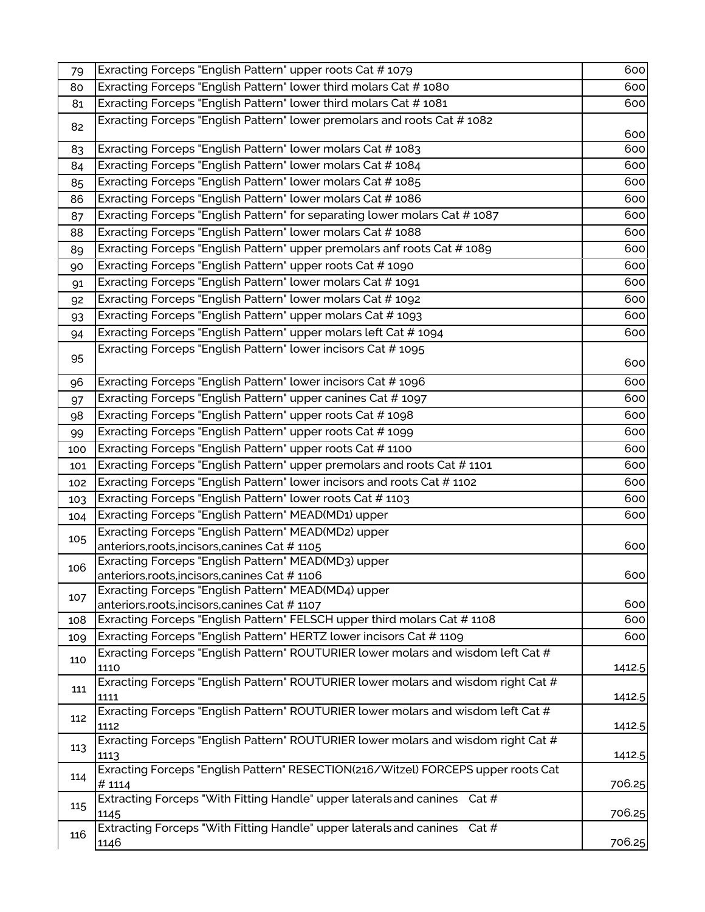| 79 | Exracting Forceps "English Pattern" upper roots Cat # 1079 | 600 |
|---|---|---|
| 80 | Exracting Forceps "English Pattern" lower third molars Cat # 1080 | 600 |
| 81 | Exracting Forceps "English Pattern" lower third molars Cat # 1081 | 600 |
| 82 | Exracting Forceps "English Pattern" lower premolars and roots Cat # 1082 | 600 |
| 83 | Exracting Forceps "English Pattern" lower molars Cat # 1083 | 600 |
| 84 | Exracting Forceps "English Pattern" lower molars Cat # 1084 | 600 |
| 85 | Exracting Forceps "English Pattern" lower molars Cat # 1085 | 600 |
| 86 | Exracting Forceps "English Pattern" lower molars Cat # 1086 | 600 |
| 87 | Exracting Forceps "English Pattern" for separating lower molars Cat # 1087 | 600 |
| 88 | Exracting Forceps "English Pattern" lower molars Cat # 1088 | 600 |
| 89 | Exracting Forceps "English Pattern" upper premolars anf roots Cat # 1089 | 600 |
| 90 | Exracting Forceps "English Pattern" upper roots Cat # 1090 | 600 |
| 91 | Exracting Forceps "English Pattern" lower molars Cat # 1091 | 600 |
| 92 | Exracting Forceps "English Pattern" lower molars Cat # 1092 | 600 |
| 93 | Exracting Forceps "English Pattern" upper molars Cat # 1093 | 600 |
| 94 | Exracting Forceps "English Pattern" upper molars left Cat # 1094 | 600 |
| 95 | Exracting Forceps "English Pattern" lower incisors Cat # 1095 | 600 |
| 96 | Exracting Forceps "English Pattern" lower incisors Cat # 1096 | 600 |
| 97 | Exracting Forceps "English Pattern" upper canines Cat # 1097 | 600 |
| 98 | Exracting Forceps "English Pattern" upper roots Cat # 1098 | 600 |
| 99 | Exracting Forceps "English Pattern" upper roots Cat # 1099 | 600 |
| 100 | Exracting Forceps "English Pattern" upper roots Cat # 1100 | 600 |
| 101 | Exracting Forceps "English Pattern" upper premolars and roots Cat # 1101 | 600 |
| 102 | Exracting Forceps "English Pattern" lower incisors and roots Cat # 1102 | 600 |
| 103 | Exracting Forceps "English Pattern" lower roots Cat # 1103 | 600 |
| 104 | Exracting Forceps "English Pattern" MEAD(MD1) upper | 600 |
| 105 | Exracting Forceps "English Pattern" MEAD(MD2) upper anteriors,roots,incisors,canines Cat # 1105 | 600 |
| 106 | Exracting Forceps "English Pattern" MEAD(MD3) upper anteriors,roots,incisors,canines Cat # 1106 | 600 |
| 107 | Exracting Forceps "English Pattern" MEAD(MD4) upper anteriors,roots,incisors,canines Cat # 1107 | 600 |
| 108 | Exracting Forceps "English Pattern" FELSCH upper third molars Cat # 1108 | 600 |
| 109 | Exracting Forceps "English Pattern" HERTZ lower incisors Cat # 1109 | 600 |
| 110 | Exracting Forceps "English Pattern" ROUTURIER lower molars and wisdom left Cat # 1110 | 1412.5 |
| 111 | Exracting Forceps "English Pattern" ROUTURIER lower molars and wisdom right Cat # 1111 | 1412.5 |
| 112 | Exracting Forceps "English Pattern" ROUTURIER lower molars and wisdom left Cat # 1112 | 1412.5 |
| 113 | Exracting Forceps "English Pattern" ROUTURIER lower molars and wisdom right Cat # 1113 | 1412.5 |
| 114 | Exracting Forceps "English Pattern" RESECTION(216/Witzel) FORCEPS upper roots Cat # 1114 | 706.25 |
| 115 | Extracting Forceps "With Fitting Handle" upper laterals and canines Cat # 1145 | 706.25 |
| 116 | Extracting Forceps "With Fitting Handle" upper laterals and canines Cat # 1146 | 706.25 |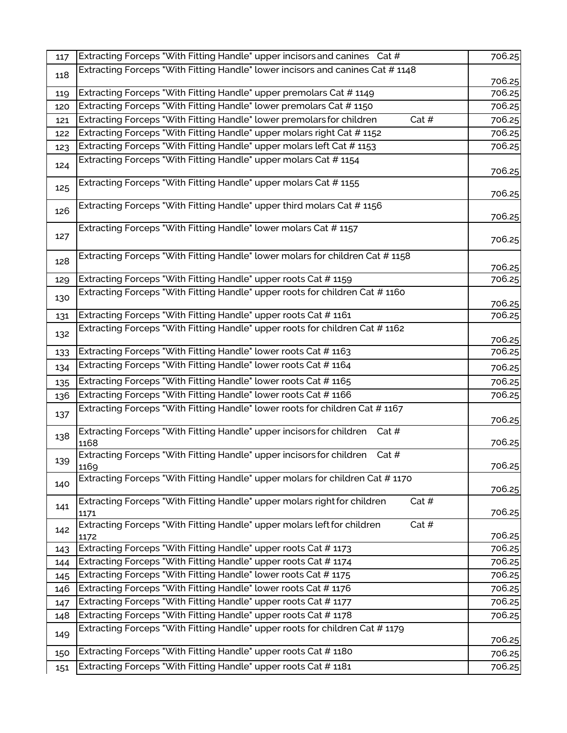| | | |
|---|---|---|
| 117 | Extracting Forceps "With Fitting Handle" upper incisors and canines Cat # | 706.25 |
| 118 | Extracting Forceps "With Fitting Handle" lower incisors and canines Cat # 1148 | 706.25 |
| 119 | Extracting Forceps "With Fitting Handle" upper premolars Cat # 1149 | 706.25 |
| 120 | Extracting Forceps "With Fitting Handle" lower premolars Cat # 1150 | 706.25 |
| 121 | Extracting Forceps "With Fitting Handle" lower premolars for children Cat # | 706.25 |
| 122 | Extracting Forceps "With Fitting Handle" upper molars right Cat # 1152 | 706.25 |
| 123 | Extracting Forceps "With Fitting Handle" upper molars left Cat # 1153 | 706.25 |
| 124 | Extracting Forceps "With Fitting Handle" upper molars Cat # 1154 | 706.25 |
| 125 | Extracting Forceps "With Fitting Handle" upper molars Cat # 1155 | 706.25 |
| 126 | Extracting Forceps "With Fitting Handle" upper third molars Cat # 1156 | 706.25 |
| 127 | Extracting Forceps "With Fitting Handle" lower molars Cat # 1157 | 706.25 |
| 128 | Extracting Forceps "With Fitting Handle" lower molars for children Cat # 1158 | 706.25 |
| 129 | Extracting Forceps "With Fitting Handle" upper roots Cat # 1159 | 706.25 |
| 130 | Extracting Forceps "With Fitting Handle" upper roots for children Cat # 1160 | 706.25 |
| 131 | Extracting Forceps "With Fitting Handle" upper roots Cat # 1161 | 706.25 |
| 132 | Extracting Forceps "With Fitting Handle" upper roots for children Cat # 1162 | 706.25 |
| 133 | Extracting Forceps "With Fitting Handle" lower roots Cat # 1163 | 706.25 |
| 134 | Extracting Forceps "With Fitting Handle" lower roots Cat # 1164 | 706.25 |
| 135 | Extracting Forceps "With Fitting Handle" lower roots Cat # 1165 | 706.25 |
| 136 | Extracting Forceps "With Fitting Handle" lower roots Cat # 1166 | 706.25 |
| 137 | Extracting Forceps "With Fitting Handle" lower roots for children Cat # 1167 | 706.25 |
| 138 | Extracting Forceps "With Fitting Handle" upper incisors for children Cat # 1168 | 706.25 |
| 139 | Extracting Forceps "With Fitting Handle" upper incisors for children Cat # 1169 | 706.25 |
| 140 | Extracting Forceps "With Fitting Handle" upper molars for children Cat # 1170 | 706.25 |
| 141 | Extracting Forceps "With Fitting Handle" upper molars right for children Cat # 1171 | 706.25 |
| 142 | Extracting Forceps "With Fitting Handle" upper molars left for children Cat # 1172 | 706.25 |
| 143 | Extracting Forceps "With Fitting Handle" upper roots Cat # 1173 | 706.25 |
| 144 | Extracting Forceps "With Fitting Handle" upper roots Cat # 1174 | 706.25 |
| 145 | Extracting Forceps "With Fitting Handle" lower roots Cat # 1175 | 706.25 |
| 146 | Extracting Forceps "With Fitting Handle" lower roots Cat # 1176 | 706.25 |
| 147 | Extracting Forceps "With Fitting Handle" upper roots Cat # 1177 | 706.25 |
| 148 | Extracting Forceps "With Fitting Handle" upper roots Cat # 1178 | 706.25 |
| 149 | Extracting Forceps "With Fitting Handle" upper roots for children Cat # 1179 | 706.25 |
| 150 | Extracting Forceps "With Fitting Handle" upper roots Cat # 1180 | 706.25 |
| 151 | Extracting Forceps "With Fitting Handle" upper roots Cat # 1181 | 706.25 |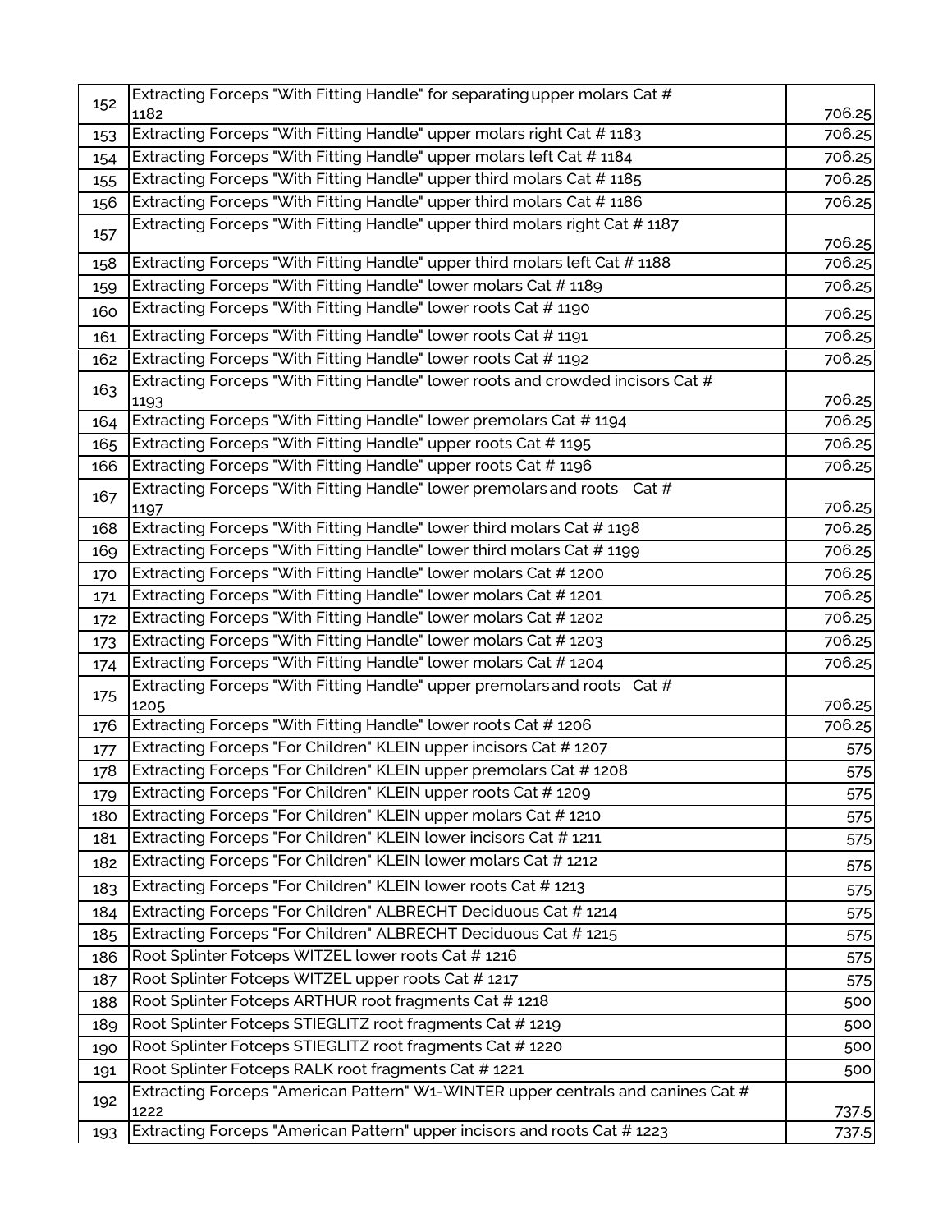| | | |
|---|---|---|
| 152 | Extracting Forceps "With Fitting Handle" for separating upper molars Cat # 1182 | 706.25 |
| 153 | Extracting Forceps "With Fitting Handle" upper molars right Cat # 1183 | 706.25 |
| 154 | Extracting Forceps "With Fitting Handle" upper molars left Cat # 1184 | 706.25 |
| 155 | Extracting Forceps "With Fitting Handle" upper third molars Cat # 1185 | 706.25 |
| 156 | Extracting Forceps "With Fitting Handle" upper third molars Cat # 1186 | 706.25 |
| 157 | Extracting Forceps "With Fitting Handle" upper third molars right Cat # 1187 | 706.25 |
| 158 | Extracting Forceps "With Fitting Handle" upper third molars left Cat # 1188 | 706.25 |
| 159 | Extracting Forceps "With Fitting Handle" lower molars Cat # 1189 | 706.25 |
| 160 | Extracting Forceps "With Fitting Handle" lower roots Cat # 1190 | 706.25 |
| 161 | Extracting Forceps "With Fitting Handle" lower roots Cat # 1191 | 706.25 |
| 162 | Extracting Forceps "With Fitting Handle" lower roots Cat # 1192 | 706.25 |
| 163 | Extracting Forceps "With Fitting Handle" lower roots and crowded incisors Cat # 1193 | 706.25 |
| 164 | Extracting Forceps "With Fitting Handle" lower premolars Cat # 1194 | 706.25 |
| 165 | Extracting Forceps "With Fitting Handle" upper roots Cat # 1195 | 706.25 |
| 166 | Extracting Forceps "With Fitting Handle" upper roots Cat # 1196 | 706.25 |
| 167 | Extracting Forceps "With Fitting Handle" lower premolars and roots Cat # 1197 | 706.25 |
| 168 | Extracting Forceps "With Fitting Handle" lower third molars Cat # 1198 | 706.25 |
| 169 | Extracting Forceps "With Fitting Handle" lower third molars Cat # 1199 | 706.25 |
| 170 | Extracting Forceps "With Fitting Handle" lower molars Cat # 1200 | 706.25 |
| 171 | Extracting Forceps "With Fitting Handle" lower molars Cat # 1201 | 706.25 |
| 172 | Extracting Forceps "With Fitting Handle" lower molars Cat # 1202 | 706.25 |
| 173 | Extracting Forceps "With Fitting Handle" lower molars Cat # 1203 | 706.25 |
| 174 | Extracting Forceps "With Fitting Handle" lower molars Cat # 1204 | 706.25 |
| 175 | Extracting Forceps "With Fitting Handle" upper premolars and roots Cat # 1205 | 706.25 |
| 176 | Extracting Forceps "With Fitting Handle" lower roots Cat # 1206 | 706.25 |
| 177 | Extracting Forceps "For Children" KLEIN upper incisors Cat # 1207 | 575 |
| 178 | Extracting Forceps "For Children" KLEIN upper premolars Cat # 1208 | 575 |
| 179 | Extracting Forceps "For Children" KLEIN upper roots Cat # 1209 | 575 |
| 180 | Extracting Forceps "For Children" KLEIN upper molars Cat # 1210 | 575 |
| 181 | Extracting Forceps "For Children" KLEIN lower incisors Cat # 1211 | 575 |
| 182 | Extracting Forceps "For Children" KLEIN lower molars Cat # 1212 | 575 |
| 183 | Extracting Forceps "For Children" KLEIN lower roots Cat # 1213 | 575 |
| 184 | Extracting Forceps "For Children" ALBRECHT Deciduous Cat # 1214 | 575 |
| 185 | Extracting Forceps "For Children" ALBRECHT Deciduous Cat # 1215 | 575 |
| 186 | Root Splinter Fotceps WITZEL lower roots Cat # 1216 | 575 |
| 187 | Root Splinter Fotceps WITZEL upper roots Cat # 1217 | 575 |
| 188 | Root Splinter Fotceps ARTHUR root fragments Cat # 1218 | 500 |
| 189 | Root Splinter Fotceps STIEGLITZ root fragments Cat # 1219 | 500 |
| 190 | Root Splinter Fotceps STIEGLITZ root fragments Cat # 1220 | 500 |
| 191 | Root Splinter Fotceps RALK root fragments Cat # 1221 | 500 |
| 192 | Extracting Forceps "American Pattern" W1-WINTER upper centrals and canines Cat # 1222 | 737.5 |
| 193 | Extracting Forceps "American Pattern" upper incisors and roots Cat # 1223 | 737.5 |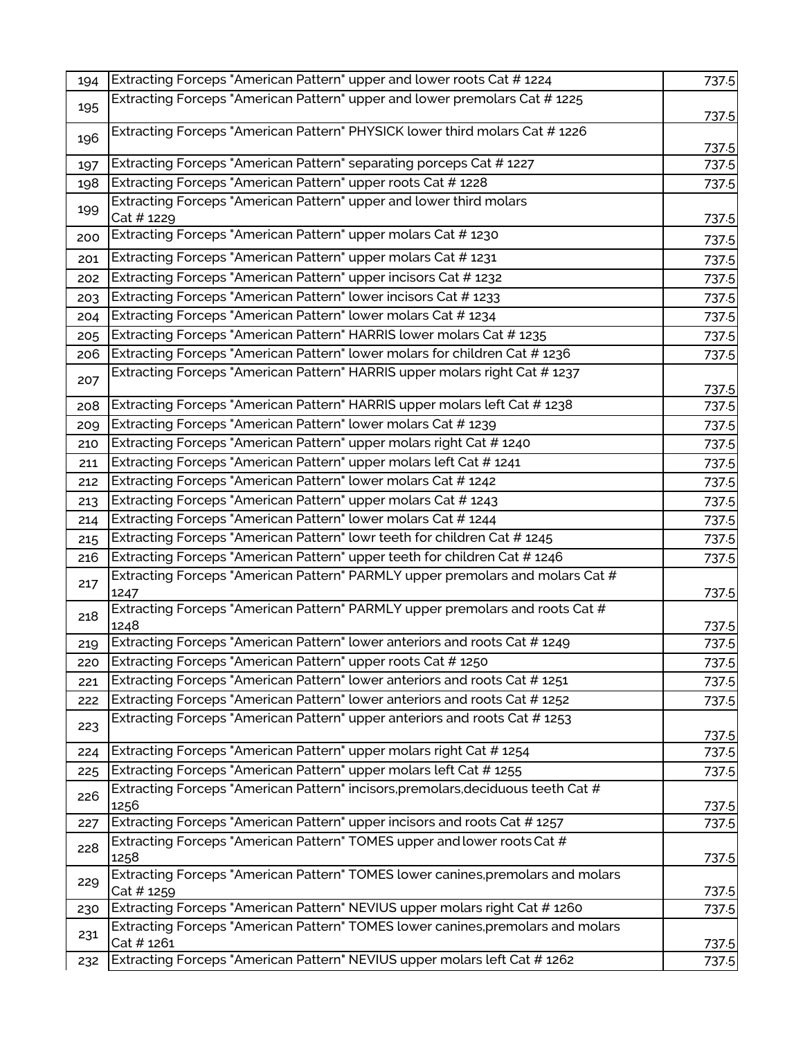| | | |
|---|---|---|
| 194 | Extracting Forceps "American Pattern" upper and lower roots Cat # 1224 | 737.5 |
| 195 | Extracting Forceps "American Pattern" upper and lower premolars Cat # 1225 | 737.5 |
| 196 | Extracting Forceps "American Pattern" PHYSICK lower third molars Cat # 1226 | 737.5 |
| 197 | Extracting Forceps "American Pattern" separating porceps Cat # 1227 | 737.5 |
| 198 | Extracting Forceps "American Pattern" upper roots Cat # 1228 | 737.5 |
| 199 | Extracting Forceps "American Pattern" upper and lower third molars Cat # 1229 | 737.5 |
| 200 | Extracting Forceps "American Pattern" upper molars Cat # 1230 | 737.5 |
| 201 | Extracting Forceps "American Pattern" upper molars Cat # 1231 | 737.5 |
| 202 | Extracting Forceps "American Pattern" upper incisors Cat # 1232 | 737.5 |
| 203 | Extracting Forceps "American Pattern" lower incisors Cat # 1233 | 737.5 |
| 204 | Extracting Forceps "American Pattern" lower molars Cat # 1234 | 737.5 |
| 205 | Extracting Forceps "American Pattern" HARRIS lower molars Cat # 1235 | 737.5 |
| 206 | Extracting Forceps "American Pattern" lower molars for children Cat # 1236 | 737.5 |
| 207 | Extracting Forceps "American Pattern" HARRIS upper molars right Cat # 1237 | 737.5 |
| 208 | Extracting Forceps "American Pattern" HARRIS upper molars left Cat # 1238 | 737.5 |
| 209 | Extracting Forceps "American Pattern" lower molars Cat # 1239 | 737.5 |
| 210 | Extracting Forceps "American Pattern" upper molars right Cat # 1240 | 737.5 |
| 211 | Extracting Forceps "American Pattern" upper molars left Cat # 1241 | 737.5 |
| 212 | Extracting Forceps "American Pattern" lower molars Cat # 1242 | 737.5 |
| 213 | Extracting Forceps "American Pattern" upper molars Cat # 1243 | 737.5 |
| 214 | Extracting Forceps "American Pattern" lower molars Cat # 1244 | 737.5 |
| 215 | Extracting Forceps "American Pattern" lowr teeth for children Cat # 1245 | 737.5 |
| 216 | Extracting Forceps "American Pattern" upper teeth for children Cat # 1246 | 737.5 |
| 217 | Extracting Forceps "American Pattern" PARMLY upper premolars and molars Cat # 1247 | 737.5 |
| 218 | Extracting Forceps "American Pattern" PARMLY upper premolars and roots Cat # 1248 | 737.5 |
| 219 | Extracting Forceps "American Pattern" lower anteriors and roots Cat # 1249 | 737.5 |
| 220 | Extracting Forceps "American Pattern" upper roots Cat # 1250 | 737.5 |
| 221 | Extracting Forceps "American Pattern" lower anteriors and roots Cat # 1251 | 737.5 |
| 222 | Extracting Forceps "American Pattern" lower anteriors and roots Cat # 1252 | 737.5 |
| 223 | Extracting Forceps "American Pattern" upper anteriors and roots Cat # 1253 | 737.5 |
| 224 | Extracting Forceps "American Pattern" upper molars right Cat # 1254 | 737.5 |
| 225 | Extracting Forceps "American Pattern" upper molars left Cat # 1255 | 737.5 |
| 226 | Extracting Forceps "American Pattern" incisors,premolars,deciduous teeth Cat # 1256 | 737.5 |
| 227 | Extracting Forceps "American Pattern" upper incisors and roots Cat # 1257 | 737.5 |
| 228 | Extracting Forceps "American Pattern" TOMES upper and lower roots Cat # 1258 | 737.5 |
| 229 | Extracting Forceps "American Pattern" TOMES lower canines,premolars and molars Cat # 1259 | 737.5 |
| 230 | Extracting Forceps "American Pattern" NEVIUS upper molars right Cat # 1260 | 737.5 |
| 231 | Extracting Forceps "American Pattern" TOMES lower canines,premolars and molars Cat # 1261 | 737.5 |
| 232 | Extracting Forceps "American Pattern" NEVIUS upper molars left Cat # 1262 | 737.5 |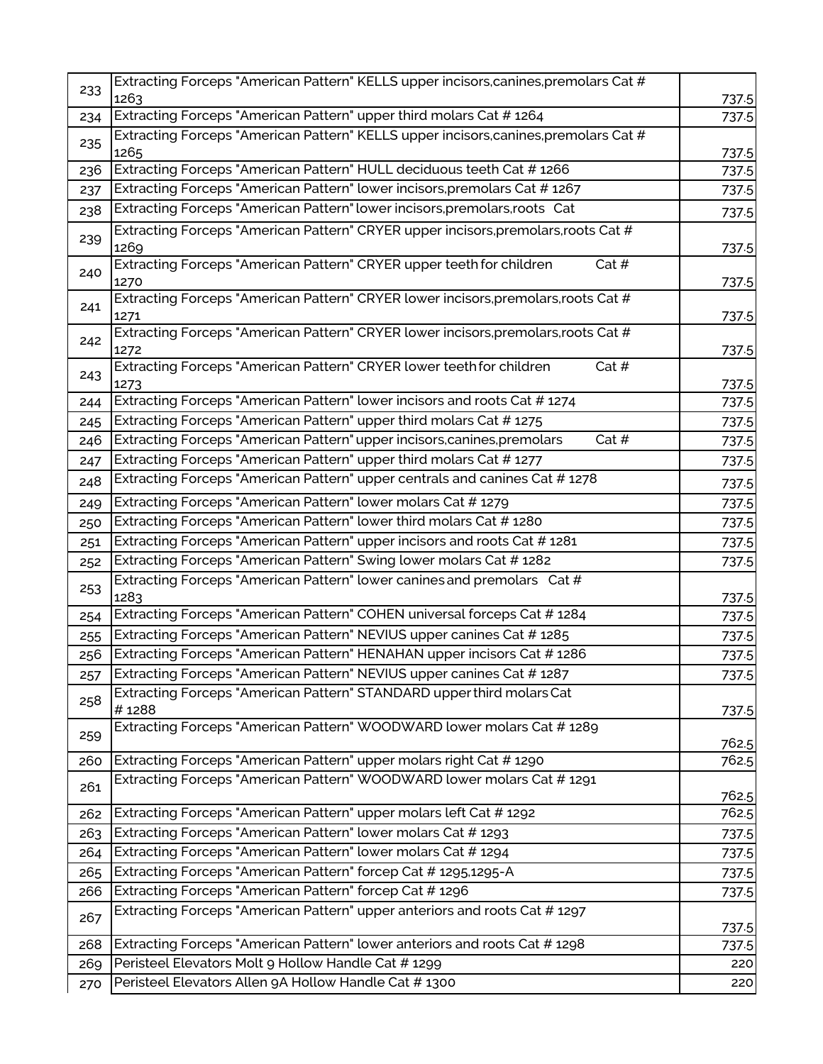| | | |
|---|---|---|
| 233 | Extracting Forceps "American Pattern" KELLS upper incisors,canines,premolars Cat # 1263 | 737.5 |
| 234 | Extracting Forceps "American Pattern" upper third molars Cat # 1264 | 737.5 |
| 235 | Extracting Forceps "American Pattern" KELLS upper incisors,canines,premolars Cat # 1265 | 737.5 |
| 236 | Extracting Forceps "American Pattern" HULL deciduous teeth Cat # 1266 | 737.5 |
| 237 | Extracting Forceps "American Pattern" lower incisors,premolars Cat # 1267 | 737.5 |
| 238 | Extracting Forceps "American Pattern" lower incisors,premolars,roots Cat | 737.5 |
| 239 | Extracting Forceps "American Pattern" CRYER upper incisors,premolars,roots Cat # 1269 | 737.5 |
| 240 | Extracting Forceps "American Pattern" CRYER upper teeth for children Cat # 1270 | 737.5 |
| 241 | Extracting Forceps "American Pattern" CRYER lower incisors,premolars,roots Cat # 1271 | 737.5 |
| 242 | Extracting Forceps "American Pattern" CRYER lower incisors,premolars,roots Cat # 1272 | 737.5 |
| 243 | Extracting Forceps "American Pattern" CRYER lower teeth for children Cat # 1273 | 737.5 |
| 244 | Extracting Forceps "American Pattern" lower incisors and roots Cat # 1274 | 737.5 |
| 245 | Extracting Forceps "American Pattern" upper third molars Cat # 1275 | 737.5 |
| 246 | Extracting Forceps "American Pattern" upper incisors,canines,premolars Cat # | 737.5 |
| 247 | Extracting Forceps "American Pattern" upper third molars Cat # 1277 | 737.5 |
| 248 | Extracting Forceps "American Pattern" upper centrals and canines Cat # 1278 | 737.5 |
| 249 | Extracting Forceps "American Pattern" lower molars Cat # 1279 | 737.5 |
| 250 | Extracting Forceps "American Pattern" lower third molars Cat # 1280 | 737.5 |
| 251 | Extracting Forceps "American Pattern" upper incisors and roots Cat # 1281 | 737.5 |
| 252 | Extracting Forceps "American Pattern" Swing lower molars Cat # 1282 | 737.5 |
| 253 | Extracting Forceps "American Pattern" lower canines and premolars Cat # 1283 | 737.5 |
| 254 | Extracting Forceps "American Pattern" COHEN universal forceps Cat # 1284 | 737.5 |
| 255 | Extracting Forceps "American Pattern" NEVIUS upper canines Cat # 1285 | 737.5 |
| 256 | Extracting Forceps "American Pattern" HENAHAN upper incisors Cat # 1286 | 737.5 |
| 257 | Extracting Forceps "American Pattern" NEVIUS upper canines Cat # 1287 | 737.5 |
| 258 | Extracting Forceps "American Pattern" STANDARD upper third molars Cat # 1288 | 737.5 |
| 259 | Extracting Forceps "American Pattern" WOODWARD lower molars Cat # 1289 | 762.5 |
| 260 | Extracting Forceps "American Pattern" upper molars right Cat # 1290 | 762.5 |
| 261 | Extracting Forceps "American Pattern" WOODWARD lower molars Cat # 1291 | 762.5 |
| 262 | Extracting Forceps "American Pattern" upper molars left Cat # 1292 | 762.5 |
| 263 | Extracting Forceps "American Pattern" lower molars Cat # 1293 | 737.5 |
| 264 | Extracting Forceps "American Pattern" lower molars Cat # 1294 | 737.5 |
| 265 | Extracting Forceps "American Pattern" forcep Cat # 1295,1295-A | 737.5 |
| 266 | Extracting Forceps "American Pattern" forcep Cat # 1296 | 737.5 |
| 267 | Extracting Forceps "American Pattern" upper anteriors and roots Cat # 1297 | 737.5 |
| 268 | Extracting Forceps "American Pattern" lower anteriors and roots Cat # 1298 | 737.5 |
| 269 | Peristeel Elevators Molt 9 Hollow Handle Cat # 1299 | 220 |
| 270 | Peristeel Elevators Allen 9A Hollow Handle Cat # 1300 | 220 |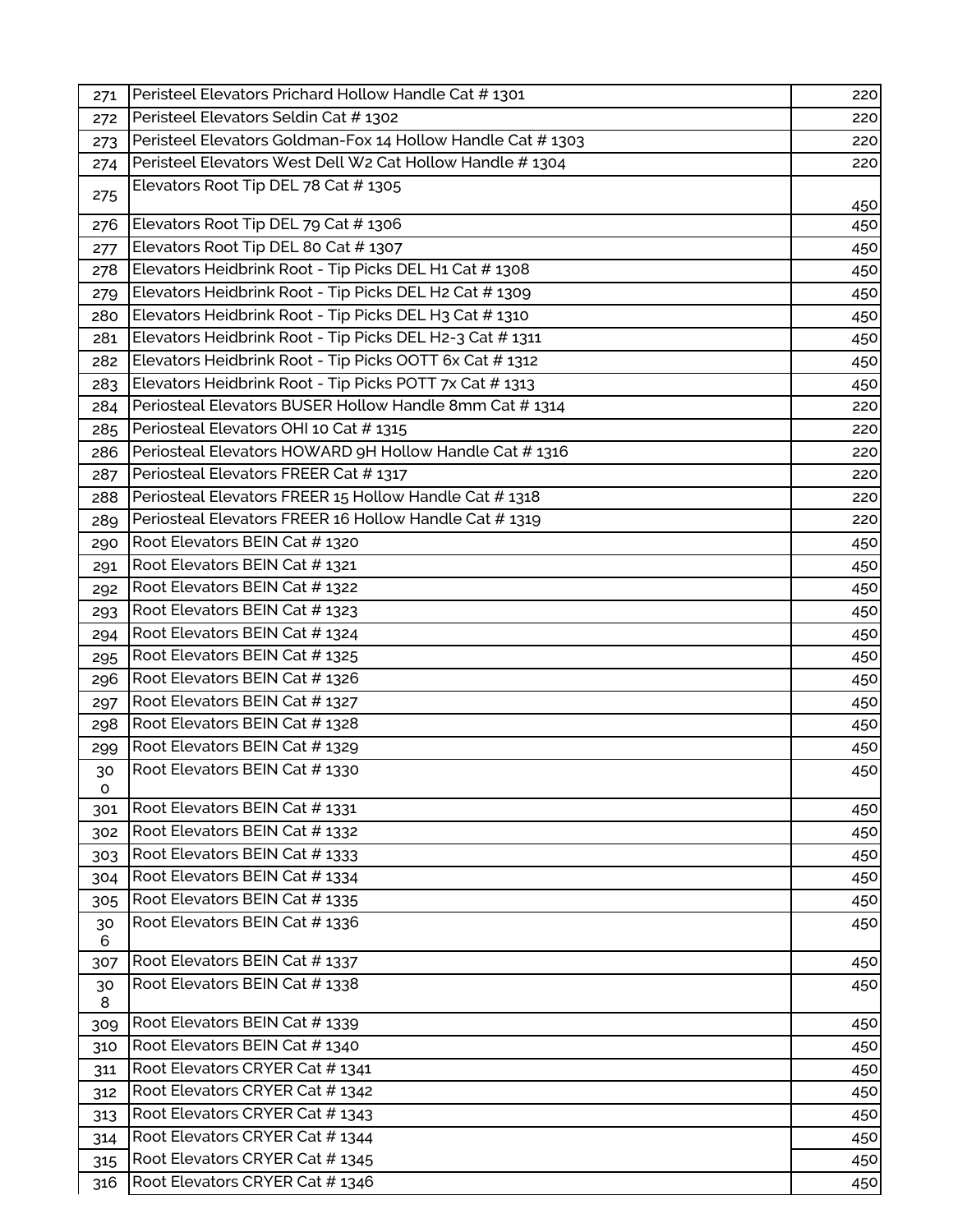| | | |
|---|---|---|
| 271 | Peristeel Elevators Prichard Hollow Handle Cat # 1301 | 220 |
| 272 | Peristeel Elevators Seldin Cat # 1302 | 220 |
| 273 | Peristeel Elevators Goldman-Fox 14 Hollow Handle Cat # 1303 | 220 |
| 274 | Peristeel Elevators West Dell W2 Cat Hollow Handle # 1304 | 220 |
| 275 | Elevators Root Tip DEL 78 Cat # 1305 | 450 |
| 276 | Elevators Root Tip DEL 79 Cat # 1306 | 450 |
| 277 | Elevators Root Tip DEL 80 Cat # 1307 | 450 |
| 278 | Elevators Heidbrink Root - Tip Picks DEL H1 Cat # 1308 | 450 |
| 279 | Elevators Heidbrink Root - Tip Picks DEL H2 Cat # 1309 | 450 |
| 280 | Elevators Heidbrink Root - Tip Picks DEL H3 Cat # 1310 | 450 |
| 281 | Elevators Heidbrink Root - Tip Picks DEL H2-3 Cat # 1311 | 450 |
| 282 | Elevators Heidbrink Root - Tip Picks OOTT 6x Cat # 1312 | 450 |
| 283 | Elevators Heidbrink Root - Tip Picks POTT 7x Cat # 1313 | 450 |
| 284 | Periosteal Elevators BUSER Hollow Handle 8mm Cat # 1314 | 220 |
| 285 | Periosteal Elevators OHI 10 Cat # 1315 | 220 |
| 286 | Periosteal Elevators HOWARD 9H Hollow Handle Cat # 1316 | 220 |
| 287 | Periosteal Elevators FREER Cat # 1317 | 220 |
| 288 | Periosteal Elevators FREER 15 Hollow Handle Cat # 1318 | 220 |
| 289 | Periosteal Elevators FREER 16 Hollow Handle Cat # 1319 | 220 |
| 290 | Root Elevators BEIN Cat # 1320 | 450 |
| 291 | Root Elevators BEIN Cat # 1321 | 450 |
| 292 | Root Elevators BEIN Cat # 1322 | 450 |
| 293 | Root Elevators BEIN Cat # 1323 | 450 |
| 294 | Root Elevators BEIN Cat # 1324 | 450 |
| 295 | Root Elevators BEIN Cat # 1325 | 450 |
| 296 | Root Elevators BEIN Cat # 1326 | 450 |
| 297 | Root Elevators BEIN Cat # 1327 | 450 |
| 298 | Root Elevators BEIN Cat # 1328 | 450 |
| 299 | Root Elevators BEIN Cat # 1329 | 450 |
| 300 | Root Elevators BEIN Cat # 1330 | 450 |
| 301 | Root Elevators BEIN Cat # 1331 | 450 |
| 302 | Root Elevators BEIN Cat # 1332 | 450 |
| 303 | Root Elevators BEIN Cat # 1333 | 450 |
| 304 | Root Elevators BEIN Cat # 1334 | 450 |
| 305 | Root Elevators BEIN Cat # 1335 | 450 |
| 306 | Root Elevators BEIN Cat # 1336 | 450 |
| 307 | Root Elevators BEIN Cat # 1337 | 450 |
| 308 | Root Elevators BEIN Cat # 1338 | 450 |
| 309 | Root Elevators BEIN Cat # 1339 | 450 |
| 310 | Root Elevators BEIN Cat # 1340 | 450 |
| 311 | Root Elevators CRYER Cat # 1341 | 450 |
| 312 | Root Elevators CRYER Cat # 1342 | 450 |
| 313 | Root Elevators CRYER Cat # 1343 | 450 |
| 314 | Root Elevators CRYER Cat # 1344 | 450 |
| 315 | Root Elevators CRYER Cat # 1345 | 450 |
| 316 | Root Elevators CRYER Cat # 1346 | 450 |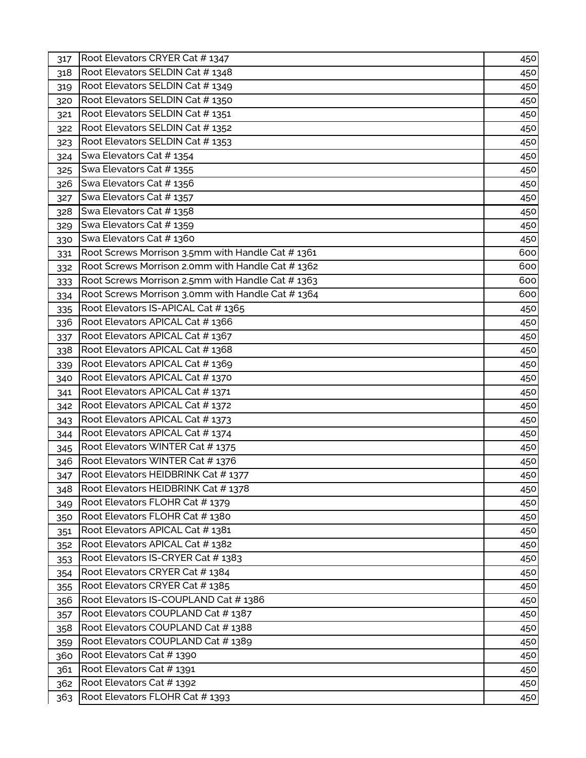| | | |
|---|---|---|
| 317 | Root Elevators CRYER Cat # 1347 | 450 |
| 318 | Root Elevators SELDIN Cat # 1348 | 450 |
| 319 | Root Elevators SELDIN Cat # 1349 | 450 |
| 320 | Root Elevators SELDIN Cat # 1350 | 450 |
| 321 | Root Elevators SELDIN Cat # 1351 | 450 |
| 322 | Root Elevators SELDIN Cat # 1352 | 450 |
| 323 | Root Elevators SELDIN Cat # 1353 | 450 |
| 324 | Swa Elevators Cat # 1354 | 450 |
| 325 | Swa Elevators Cat # 1355 | 450 |
| 326 | Swa Elevators Cat # 1356 | 450 |
| 327 | Swa Elevators Cat # 1357 | 450 |
| 328 | Swa Elevators Cat # 1358 | 450 |
| 329 | Swa Elevators Cat # 1359 | 450 |
| 330 | Swa Elevators Cat # 1360 | 450 |
| 331 | Root Screws Morrison 3.5mm with Handle Cat # 1361 | 600 |
| 332 | Root Screws Morrison 2.0mm with Handle Cat # 1362 | 600 |
| 333 | Root Screws Morrison 2.5mm with Handle Cat # 1363 | 600 |
| 334 | Root Screws Morrison 3.0mm with Handle Cat # 1364 | 600 |
| 335 | Root Elevators IS-APICAL Cat # 1365 | 450 |
| 336 | Root Elevators APICAL Cat # 1366 | 450 |
| 337 | Root Elevators APICAL Cat # 1367 | 450 |
| 338 | Root Elevators APICAL Cat # 1368 | 450 |
| 339 | Root Elevators APICAL Cat # 1369 | 450 |
| 340 | Root Elevators APICAL Cat # 1370 | 450 |
| 341 | Root Elevators APICAL Cat # 1371 | 450 |
| 342 | Root Elevators APICAL Cat # 1372 | 450 |
| 343 | Root Elevators APICAL Cat # 1373 | 450 |
| 344 | Root Elevators APICAL Cat # 1374 | 450 |
| 345 | Root Elevators WINTER Cat # 1375 | 450 |
| 346 | Root Elevators WINTER Cat # 1376 | 450 |
| 347 | Root Elevators HEIDBRINK Cat # 1377 | 450 |
| 348 | Root Elevators HEIDBRINK Cat # 1378 | 450 |
| 349 | Root Elevators FLOHR Cat # 1379 | 450 |
| 350 | Root Elevators FLOHR Cat # 1380 | 450 |
| 351 | Root Elevators APICAL Cat # 1381 | 450 |
| 352 | Root Elevators APICAL Cat # 1382 | 450 |
| 353 | Root Elevators IS-CRYER Cat # 1383 | 450 |
| 354 | Root Elevators CRYER Cat # 1384 | 450 |
| 355 | Root Elevators CRYER Cat # 1385 | 450 |
| 356 | Root Elevators IS-COUPLAND Cat # 1386 | 450 |
| 357 | Root Elevators COUPLAND Cat # 1387 | 450 |
| 358 | Root Elevators COUPLAND Cat # 1388 | 450 |
| 359 | Root Elevators COUPLAND Cat # 1389 | 450 |
| 360 | Root Elevators Cat # 1390 | 450 |
| 361 | Root Elevators Cat # 1391 | 450 |
| 362 | Root Elevators Cat # 1392 | 450 |
| 363 | Root Elevators FLOHR Cat # 1393 | 450 |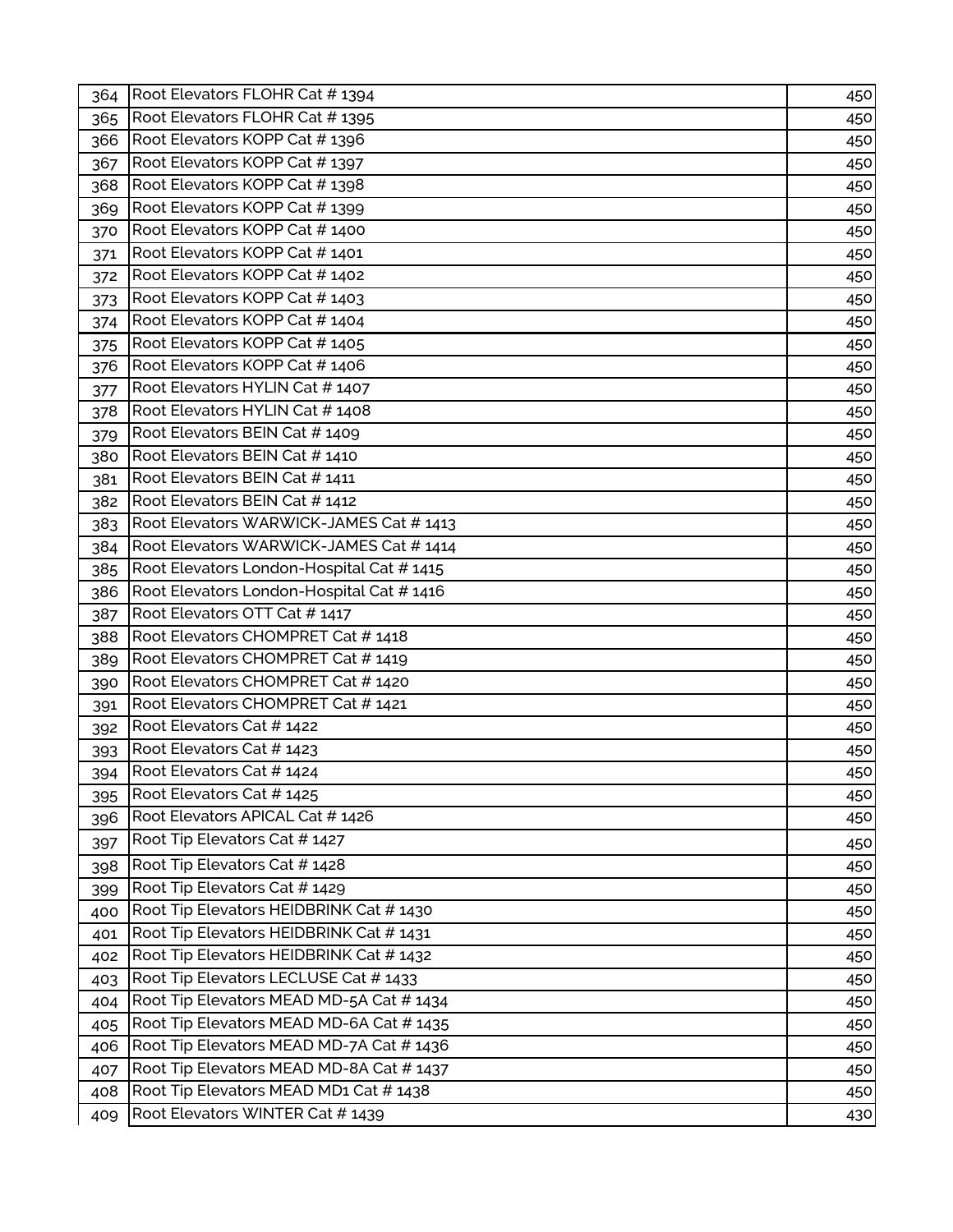| | | |
|---|---|---|
| 364 | Root Elevators FLOHR Cat # 1394 | 450 |
| 365 | Root Elevators FLOHR Cat # 1395 | 450 |
| 366 | Root Elevators KOPP Cat # 1396 | 450 |
| 367 | Root Elevators KOPP Cat # 1397 | 450 |
| 368 | Root Elevators KOPP Cat # 1398 | 450 |
| 369 | Root Elevators KOPP Cat # 1399 | 450 |
| 370 | Root Elevators KOPP Cat # 1400 | 450 |
| 371 | Root Elevators KOPP Cat # 1401 | 450 |
| 372 | Root Elevators KOPP Cat # 1402 | 450 |
| 373 | Root Elevators KOPP Cat # 1403 | 450 |
| 374 | Root Elevators KOPP Cat # 1404 | 450 |
| 375 | Root Elevators KOPP Cat # 1405 | 450 |
| 376 | Root Elevators KOPP Cat # 1406 | 450 |
| 377 | Root Elevators HYLIN Cat # 1407 | 450 |
| 378 | Root Elevators HYLIN Cat # 1408 | 450 |
| 379 | Root Elevators BEIN Cat # 1409 | 450 |
| 380 | Root Elevators BEIN Cat # 1410 | 450 |
| 381 | Root Elevators BEIN Cat # 1411 | 450 |
| 382 | Root Elevators BEIN Cat # 1412 | 450 |
| 383 | Root Elevators WARWICK-JAMES Cat # 1413 | 450 |
| 384 | Root Elevators WARWICK-JAMES Cat # 1414 | 450 |
| 385 | Root Elevators London-Hospital Cat # 1415 | 450 |
| 386 | Root Elevators London-Hospital Cat # 1416 | 450 |
| 387 | Root Elevators OTT Cat # 1417 | 450 |
| 388 | Root Elevators CHOMPRET Cat # 1418 | 450 |
| 389 | Root Elevators CHOMPRET Cat # 1419 | 450 |
| 390 | Root Elevators CHOMPRET Cat # 1420 | 450 |
| 391 | Root Elevators CHOMPRET Cat # 1421 | 450 |
| 392 | Root Elevators Cat # 1422 | 450 |
| 393 | Root Elevators Cat # 1423 | 450 |
| 394 | Root Elevators Cat # 1424 | 450 |
| 395 | Root Elevators Cat # 1425 | 450 |
| 396 | Root Elevators APICAL Cat # 1426 | 450 |
| 397 | Root Tip Elevators Cat # 1427 | 450 |
| 398 | Root Tip Elevators Cat # 1428 | 450 |
| 399 | Root Tip Elevators Cat # 1429 | 450 |
| 400 | Root Tip Elevators HEIDBRINK Cat # 1430 | 450 |
| 401 | Root Tip Elevators HEIDBRINK Cat # 1431 | 450 |
| 402 | Root Tip Elevators HEIDBRINK Cat # 1432 | 450 |
| 403 | Root Tip Elevators LECLUSE Cat # 1433 | 450 |
| 404 | Root Tip Elevators MEAD MD-5A Cat # 1434 | 450 |
| 405 | Root Tip Elevators MEAD MD-6A Cat # 1435 | 450 |
| 406 | Root Tip Elevators MEAD MD-7A Cat # 1436 | 450 |
| 407 | Root Tip Elevators MEAD MD-8A Cat # 1437 | 450 |
| 408 | Root Tip Elevators MEAD MD1 Cat # 1438 | 450 |
| 409 | Root Elevators WINTER Cat # 1439 | 430 |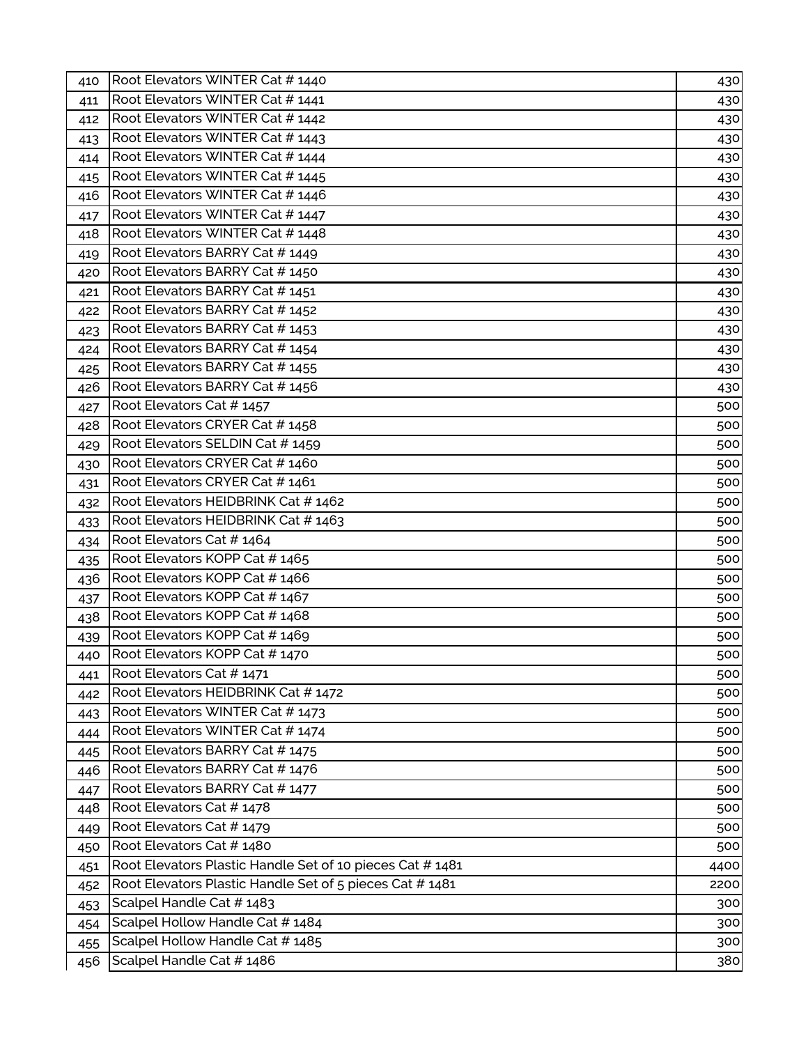| | | |
|---|---|---|
| 410 | Root Elevators WINTER Cat # 1440 | 430 |
| 411 | Root Elevators WINTER Cat # 1441 | 430 |
| 412 | Root Elevators WINTER Cat # 1442 | 430 |
| 413 | Root Elevators WINTER Cat # 1443 | 430 |
| 414 | Root Elevators WINTER Cat # 1444 | 430 |
| 415 | Root Elevators WINTER Cat # 1445 | 430 |
| 416 | Root Elevators WINTER Cat # 1446 | 430 |
| 417 | Root Elevators WINTER Cat # 1447 | 430 |
| 418 | Root Elevators WINTER Cat # 1448 | 430 |
| 419 | Root Elevators BARRY Cat # 1449 | 430 |
| 420 | Root Elevators BARRY Cat # 1450 | 430 |
| 421 | Root Elevators BARRY Cat # 1451 | 430 |
| 422 | Root Elevators BARRY Cat # 1452 | 430 |
| 423 | Root Elevators BARRY Cat # 1453 | 430 |
| 424 | Root Elevators BARRY Cat # 1454 | 430 |
| 425 | Root Elevators BARRY Cat # 1455 | 430 |
| 426 | Root Elevators BARRY Cat # 1456 | 430 |
| 427 | Root Elevators Cat # 1457 | 500 |
| 428 | Root Elevators CRYER Cat # 1458 | 500 |
| 429 | Root Elevators SELDIN Cat # 1459 | 500 |
| 430 | Root Elevators CRYER Cat # 1460 | 500 |
| 431 | Root Elevators CRYER Cat # 1461 | 500 |
| 432 | Root Elevators HEIDBRINK Cat # 1462 | 500 |
| 433 | Root Elevators HEIDBRINK Cat # 1463 | 500 |
| 434 | Root Elevators Cat # 1464 | 500 |
| 435 | Root Elevators KOPP Cat # 1465 | 500 |
| 436 | Root Elevators KOPP Cat # 1466 | 500 |
| 437 | Root Elevators KOPP Cat # 1467 | 500 |
| 438 | Root Elevators KOPP Cat # 1468 | 500 |
| 439 | Root Elevators KOPP Cat # 1469 | 500 |
| 440 | Root Elevators KOPP Cat # 1470 | 500 |
| 441 | Root Elevators Cat # 1471 | 500 |
| 442 | Root Elevators HEIDBRINK Cat # 1472 | 500 |
| 443 | Root Elevators WINTER Cat # 1473 | 500 |
| 444 | Root Elevators WINTER Cat # 1474 | 500 |
| 445 | Root Elevators BARRY Cat # 1475 | 500 |
| 446 | Root Elevators BARRY Cat # 1476 | 500 |
| 447 | Root Elevators BARRY Cat # 1477 | 500 |
| 448 | Root Elevators Cat # 1478 | 500 |
| 449 | Root Elevators Cat # 1479 | 500 |
| 450 | Root Elevators Cat # 1480 | 500 |
| 451 | Root Elevators Plastic Handle Set of 10 pieces Cat # 1481 | 4400 |
| 452 | Root Elevators Plastic Handle Set of 5 pieces Cat # 1481 | 2200 |
| 453 | Scalpel Handle Cat # 1483 | 300 |
| 454 | Scalpel Hollow Handle Cat # 1484 | 300 |
| 455 | Scalpel Hollow Handle Cat # 1485 | 300 |
| 456 | Scalpel Handle Cat # 1486 | 380 |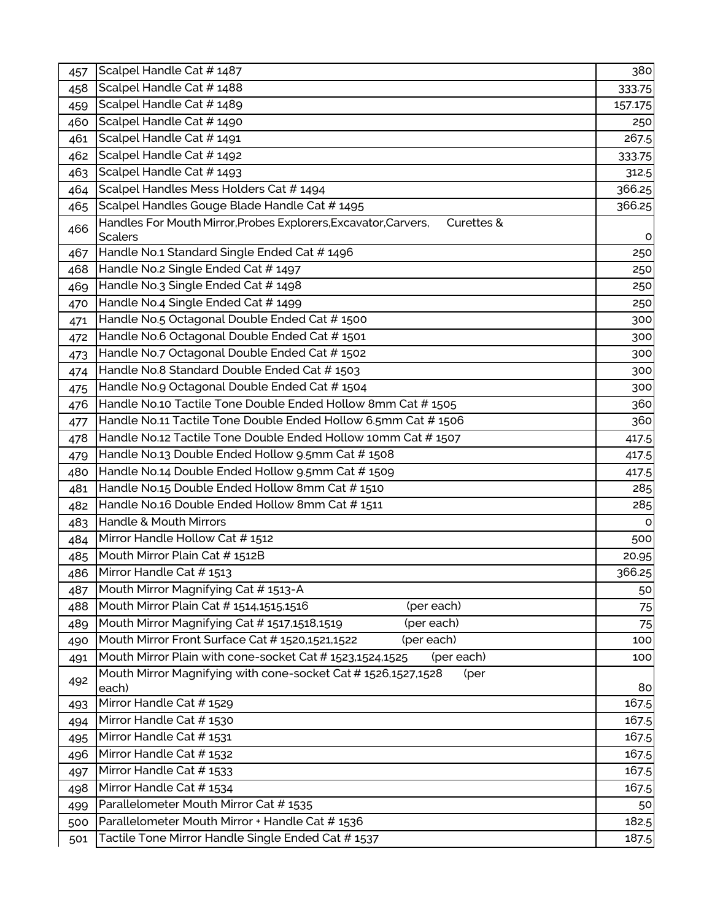| | | |
|---|---|---|
| 457 | Scalpel Handle Cat # 1487 | 380 |
| 458 | Scalpel Handle Cat # 1488 | 333.75 |
| 459 | Scalpel Handle Cat # 1489 | 157.175 |
| 460 | Scalpel Handle Cat # 1490 | 250 |
| 461 | Scalpel Handle Cat # 1491 | 267.5 |
| 462 | Scalpel Handle Cat # 1492 | 333.75 |
| 463 | Scalpel Handle Cat # 1493 | 312.5 |
| 464 | Scalpel Handles Mess Holders Cat # 1494 | 366.25 |
| 465 | Scalpel Handles Gouge Blade Handle Cat # 1495 | 366.25 |
| 466 | Handles For Mouth Mirror,Probes Explorers,Excavator,Carvers, Curettes & Scalers | 0 |
| 467 | Handle No.1 Standard Single Ended Cat # 1496 | 250 |
| 468 | Handle No.2 Single Ended Cat # 1497 | 250 |
| 469 | Handle No.3 Single Ended Cat # 1498 | 250 |
| 470 | Handle No.4 Single Ended Cat # 1499 | 250 |
| 471 | Handle No.5 Octagonal Double Ended Cat # 1500 | 300 |
| 472 | Handle No.6 Octagonal Double Ended Cat # 1501 | 300 |
| 473 | Handle No.7 Octagonal Double Ended Cat # 1502 | 300 |
| 474 | Handle No.8 Standard Double Ended Cat # 1503 | 300 |
| 475 | Handle No.9 Octagonal Double Ended Cat # 1504 | 300 |
| 476 | Handle No.10 Tactile Tone Double Ended Hollow 8mm Cat # 1505 | 360 |
| 477 | Handle No.11 Tactile Tone Double Ended Hollow 6.5mm Cat # 1506 | 360 |
| 478 | Handle No.12 Tactile Tone Double Ended Hollow 10mm Cat # 1507 | 417.5 |
| 479 | Handle No.13 Double Ended Hollow 9.5mm Cat # 1508 | 417.5 |
| 480 | Handle No.14 Double Ended Hollow 9.5mm Cat # 1509 | 417.5 |
| 481 | Handle No.15 Double Ended Hollow 8mm Cat # 1510 | 285 |
| 482 | Handle No.16 Double Ended Hollow 8mm Cat # 1511 | 285 |
| 483 | Handle & Mouth Mirrors | 0 |
| 484 | Mirror Handle Hollow Cat # 1512 | 500 |
| 485 | Mouth Mirror Plain Cat # 1512B | 20.95 |
| 486 | Mirror Handle Cat # 1513 | 366.25 |
| 487 | Mouth Mirror Magnifying Cat # 1513-A | 50 |
| 488 | Mouth Mirror Plain Cat # 1514,1515,1516 (per each) | 75 |
| 489 | Mouth Mirror Magnifying Cat # 1517,1518,1519 (per each) | 75 |
| 490 | Mouth Mirror Front Surface Cat # 1520,1521,1522 (per each) | 100 |
| 491 | Mouth Mirror Plain with cone-socket Cat # 1523,1524,1525 (per each) | 100 |
| 492 | Mouth Mirror Magnifying with cone-socket Cat # 1526,1527,1528 (per each) | 80 |
| 493 | Mirror Handle Cat # 1529 | 167.5 |
| 494 | Mirror Handle Cat # 1530 | 167.5 |
| 495 | Mirror Handle Cat # 1531 | 167.5 |
| 496 | Mirror Handle Cat # 1532 | 167.5 |
| 497 | Mirror Handle Cat # 1533 | 167.5 |
| 498 | Mirror Handle Cat # 1534 | 167.5 |
| 499 | Parallelometer Mouth Mirror Cat # 1535 | 50 |
| 500 | Parallelometer Mouth Mirror + Handle Cat # 1536 | 182.5 |
| 501 | Tactile Tone Mirror Handle Single Ended Cat # 1537 | 187.5 |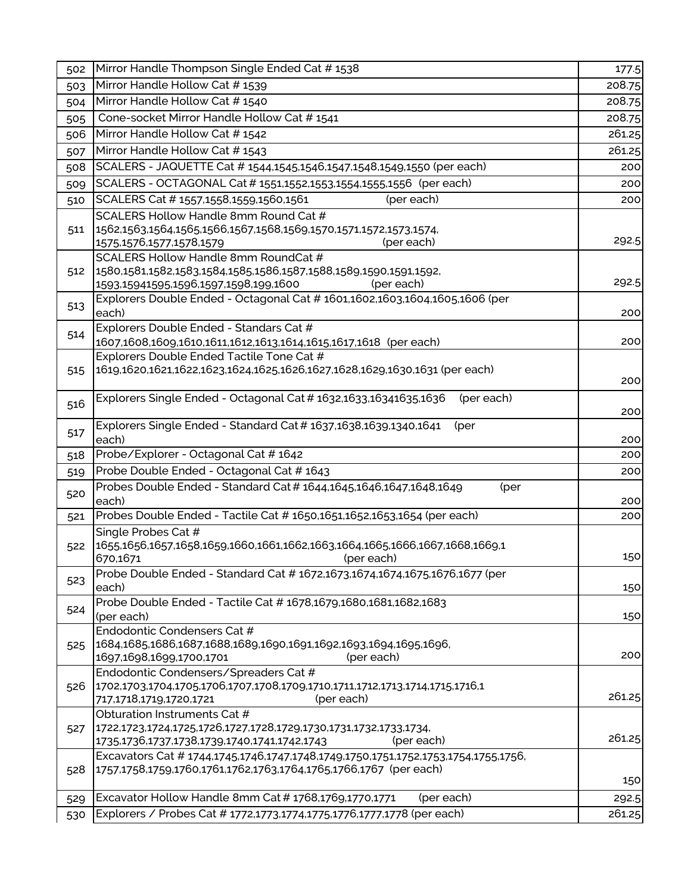| | | |
|---|---|---|
| 502 | Mirror Handle Thompson Single Ended Cat # 1538 | 177.5 |
| 503 | Mirror Handle Hollow Cat # 1539 | 208.75 |
| 504 | Mirror Handle Hollow Cat # 1540 | 208.75 |
| 505 | Cone-socket Mirror Handle Hollow Cat # 1541 | 208.75 |
| 506 | Mirror Handle Hollow Cat # 1542 | 261.25 |
| 507 | Mirror Handle Hollow Cat # 1543 | 261.25 |
| 508 | SCALERS - JAQUETTE Cat # 1544,1545,1546,1547,1548,1549,1550 (per each) | 200 |
| 509 | SCALERS - OCTAGONAL Cat # 1551,1552,1553,1554,1555,1556 (per each) | 200 |
| 510 | SCALERS Cat # 1557,1558,1559,1560,1561 (per each) | 200 |
| 511 | SCALERS Hollow Handle 8mm Round Cat # 1562,1563,1564,1565,1566,1567,1568,1569,1570,1571,1572,1573,1574, 1575,1576,1577,1578,1579 (per each) | 292.5 |
| 512 | SCALERS Hollow Handle 8mm RoundCat # 1580,1581,1582,1583,1584,1585,1586,1587,1588,1589,1590,1591,1592, 1593,15941595,1596,1597,1598,199,1600 (per each) | 292.5 |
| 513 | Explorers Double Ended - Octagonal Cat # 1601,1602,1603,1604,1605,1606 (per each) | 200 |
| 514 | Explorers Double Ended - Standars Cat # 1607,1608,1609,1610,1611,1612,1613,1614,1615,1617,1618 (per each) | 200 |
| 515 | Explorers Double Ended Tactile Tone Cat # 1619,1620,1621,1622,1623,1624,1625,1626,1627,1628,1629,1630,1631 (per each) | 200 |
| 516 | Explorers Single Ended - Octagonal Cat # 1632,1633,16341635,1636 (per each) | 200 |
| 517 | Explorers Single Ended - Standard Cat # 1637,1638,1639,1340,1641 (per each) | 200 |
| 518 | Probe/Explorer - Octagonal Cat # 1642 | 200 |
| 519 | Probe Double Ended - Octagonal Cat # 1643 | 200 |
| 520 | Probes Double Ended - Standard Cat # 1644,1645,1646,1647,1648,1649 (per each) | 200 |
| 521 | Probes Double Ended - Tactile Cat # 1650,1651,1652,1653,1654 (per each) | 200 |
| 522 | Single Probes Cat # 1655,1656,1657,1658,1659,1660,1661,1662,1663,1664,1665,1666,1667,1668,1669,1 670,1671 (per each) | 150 |
| 523 | Probe Double Ended - Standard Cat # 1672,1673,1674,1674,1675,1676,1677 (per each) | 150 |
| 524 | Probe Double Ended - Tactile Cat # 1678,1679,1680,1681,1682,1683 (per each) | 150 |
| 525 | Endodontic Condensers Cat # 1684,1685,1686,1687,1688,1689,1690,1691,1692,1693,1694,1695,1696, 1697,1698,1699,1700,1701 (per each) | 200 |
| 526 | Endodontic Condensers/Spreaders Cat # 1702,1703,1704,1705,1706,1707,1708,1709,1710,1711,1712,1713,1714,1715,1716,1 717,1718,1719,1720,1721 (per each) | 261.25 |
| 527 | Obturation Instruments Cat # 1722,1723,1724,1725,1726,1727,1728,1729,1730,1731,1732,1733,1734, 1735,1736,1737,1738,1739,1740,1741,1742,1743 (per each) | 261.25 |
| 528 | Excavators Cat # 1744,1745,1746,1747,1748,1749,1750,1751,1752,1753,1754,1755,1756, 1757,1758,1759,1760,1761,1762,1763,1764,1765,1766,1767 (per each) | 150 |
| 529 | Excavator Hollow Handle 8mm Cat # 1768,1769,1770,1771 (per each) | 292.5 |
| 530 | Explorers / Probes Cat # 1772,1773,1774,1775,1776,1777,1778 (per each) | 261.25 |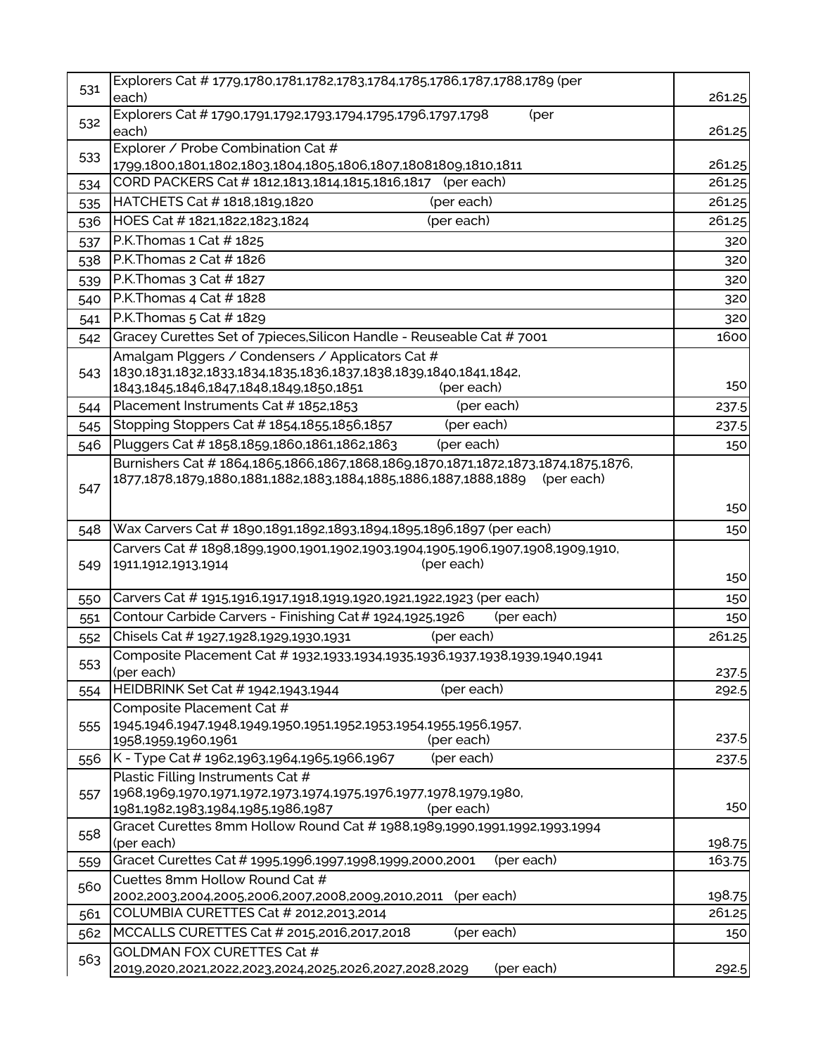| | | |
|---|---|---|
| 531 | Explorers Cat # 1779,1780,1781,1782,1783,1784,1785,1786,1787,1788,1789 (per each) | 261.25 |
| 532 | Explorers Cat # 1790,1791,1792,1793,1794,1795,1796,1797,1798 (per each) | 261.25 |
| 533 | Explorer / Probe Combination Cat # 1799,1800,1801,1802,1803,1804,1805,1806,1807,18081809,1810,1811 | 261.25 |
| 534 | CORD PACKERS Cat # 1812,1813,1814,1815,1816,1817 (per each) | 261.25 |
| 535 | HATCHETS Cat # 1818,1819,1820 (per each) | 261.25 |
| 536 | HOES Cat # 1821,1822,1823,1824 (per each) | 261.25 |
| 537 | P.K.Thomas 1 Cat # 1825 | 320 |
| 538 | P.K.Thomas 2 Cat # 1826 | 320 |
| 539 | P.K.Thomas 3 Cat # 1827 | 320 |
| 540 | P.K.Thomas 4 Cat # 1828 | 320 |
| 541 | P.K.Thomas 5 Cat # 1829 | 320 |
| 542 | Gracey Curettes Set of 7pieces,Silicon Handle - Reuseable Cat # 7001 | 1600 |
| 543 | Amalgam Plggers / Condensers / Applicators Cat # 1830,1831,1832,1833,1834,1835,1836,1837,1838,1839,1840,1841,1842, 1843,1845,1846,1847,1848,1849,1850,1851 (per each) | 150 |
| 544 | Placement Instruments Cat # 1852,1853 (per each) | 237.5 |
| 545 | Stopping Stoppers Cat # 1854,1855,1856,1857 (per each) | 237.5 |
| 546 | Pluggers Cat # 1858,1859,1860,1861,1862,1863 (per each) | 150 |
| 547 | Burnishers Cat # 1864,1865,1866,1867,1868,1869,1870,1871,1872,1873,1874,1875,1876, 1877,1878,1879,1880,1881,1882,1883,1884,1885,1886,1887,1888,1889 (per each) | 150 |
| 548 | Wax Carvers Cat # 1890,1891,1892,1893,1894,1895,1896,1897 (per each) | 150 |
| 549 | Carvers Cat # 1898,1899,1900,1901,1902,1903,1904,1905,1906,1907,1908,1909,1910, 1911,1912,1913,1914 (per each) | 150 |
| 550 | Carvers Cat # 1915,1916,1917,1918,1919,1920,1921,1922,1923 (per each) | 150 |
| 551 | Contour Carbide Carvers - Finishing Cat # 1924,1925,1926 (per each) | 150 |
| 552 | Chisels Cat # 1927,1928,1929,1930,1931 (per each) | 261.25 |
| 553 | Composite Placement Cat # 1932,1933,1934,1935,1936,1937,1938,1939,1940,1941 (per each) | 237.5 |
| 554 | HEIDBRINK Set Cat # 1942,1943,1944 (per each) | 292.5 |
| 555 | Composite Placement Cat # 1945,1946,1947,1948,1949,1950,1951,1952,1953,1954,1955,1956,1957, 1958,1959,1960,1961 (per each) | 237.5 |
| 556 | K - Type Cat # 1962,1963,1964,1965,1966,1967 (per each) | 237.5 |
| 557 | Plastic Filling Instruments Cat # 1968,1969,1970,1971,1972,1973,1974,1975,1976,1977,1978,1979,1980, 1981,1982,1983,1984,1985,1986,1987 (per each) | 150 |
| 558 | Gracet Curettes 8mm Hollow Round Cat # 1988,1989,1990,1991,1992,1993,1994 (per each) | 198.75 |
| 559 | Gracet Curettes Cat # 1995,1996,1997,1998,1999,2000,2001 (per each) | 163.75 |
| 560 | Cuettes 8mm Hollow Round Cat # 2002,2003,2004,2005,2006,2007,2008,2009,2010,2011 (per each) | 198.75 |
| 561 | COLUMBIA CURETTES Cat # 2012,2013,2014 | 261.25 |
| 562 | MCCALLS CURETTES Cat # 2015,2016,2017,2018 (per each) | 150 |
| 563 | GOLDMAN FOX CURETTES Cat # 2019,2020,2021,2022,2023,2024,2025,2026,2027,2028,2029 (per each) | 292.5 |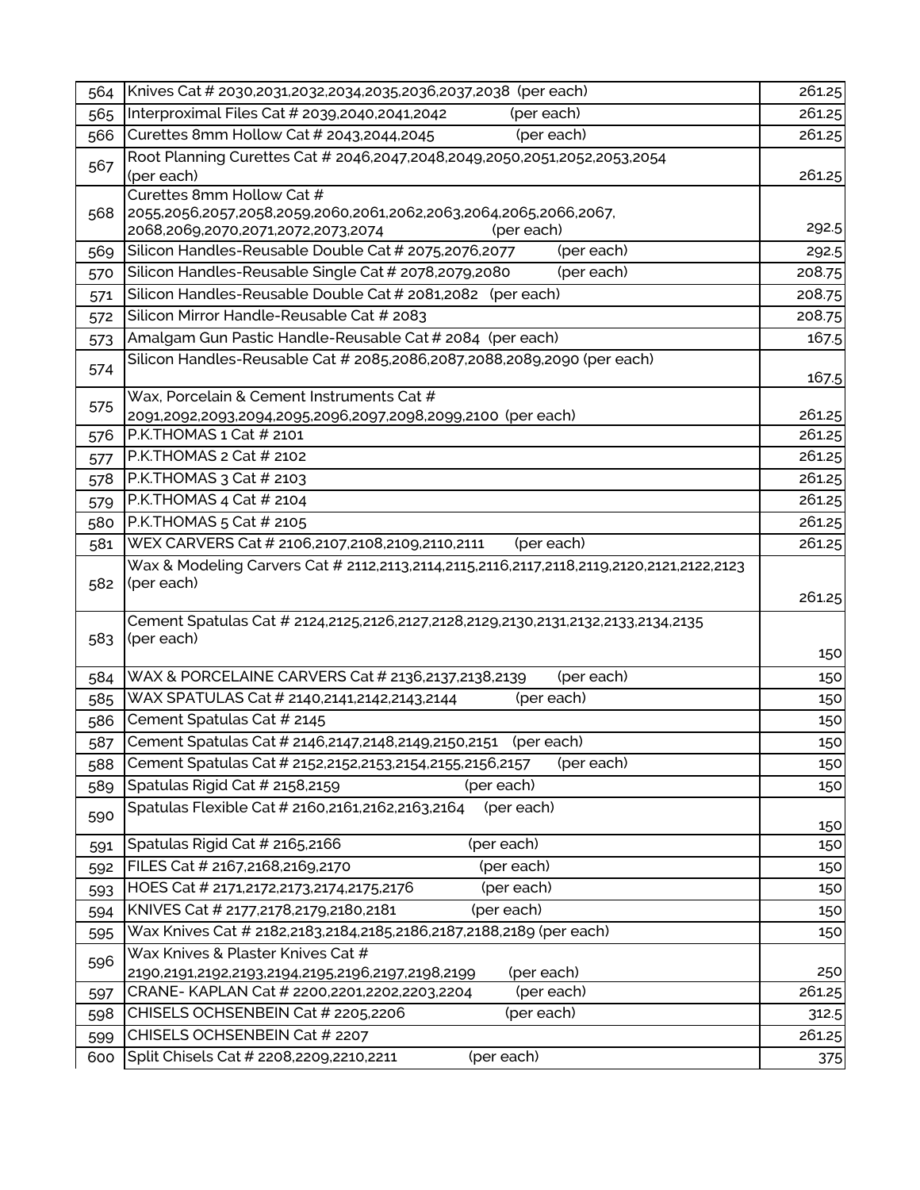| 564 | Knives Cat # 2030,2031,2032,2034,2035,2036,2037,2038 (per each) | 261.25 |
|---|---|---|
| 565 | Interproximal Files Cat # 2039,2040,2041,2042 (per each) | 261.25 |
| 566 | Curettes 8mm Hollow Cat # 2043,2044,2045 (per each) | 261.25 |
| 567 | Root Planning Curettes Cat # 2046,2047,2048,2049,2050,2051,2052,2053,2054 (per each) | 261.25 |
| 568 | Curettes 8mm Hollow Cat # 2055,2056,2057,2058,2059,2060,2061,2062,2063,2064,2065,2066,2067, 2068,2069,2070,2071,2072,2073,2074 (per each) | 292.5 |
| 569 | Silicon Handles-Reusable Double Cat # 2075,2076,2077 (per each) | 292.5 |
| 570 | Silicon Handles-Reusable Single Cat # 2078,2079,2080 (per each) | 208.75 |
| 571 | Silicon Handles-Reusable Double Cat # 2081,2082 (per each) | 208.75 |
| 572 | Silicon Mirror Handle-Reusable Cat # 2083 | 208.75 |
| 573 | Amalgam Gun Pastic Handle-Reusable Cat # 2084 (per each) | 167.5 |
| 574 | Silicon Handles-Reusable Cat # 2085,2086,2087,2088,2089,2090 (per each) | 167.5 |
| 575 | Wax, Porcelain & Cement Instruments Cat # 2091,2092,2093,2094,2095,2096,2097,2098,2099,2100 (per each) | 261.25 |
| 576 | P.K.THOMAS 1 Cat # 2101 | 261.25 |
| 577 | P.K.THOMAS 2 Cat # 2102 | 261.25 |
| 578 | P.K.THOMAS 3 Cat # 2103 | 261.25 |
| 579 | P.K.THOMAS 4 Cat # 2104 | 261.25 |
| 580 | P.K.THOMAS 5 Cat # 2105 | 261.25 |
| 581 | WEX CARVERS Cat # 2106,2107,2108,2109,2110,2111 (per each) | 261.25 |
| 582 | Wax & Modeling Carvers Cat # 2112,2113,2114,2115,2116,2117,2118,2119,2120,2121,2122,2123 (per each) | 261.25 |
| 583 | Cement Spatulas Cat # 2124,2125,2126,2127,2128,2129,2130,2131,2132,2133,2134,2135 (per each) | 150 |
| 584 | WAX & PORCELAINE CARVERS Cat # 2136,2137,2138,2139 (per each) | 150 |
| 585 | WAX SPATULAS Cat # 2140,2141,2142,2143,2144 (per each) | 150 |
| 586 | Cement Spatulas Cat # 2145 | 150 |
| 587 | Cement Spatulas Cat # 2146,2147,2148,2149,2150,2151 (per each) | 150 |
| 588 | Cement Spatulas Cat # 2152,2152,2153,2154,2155,2156,2157 (per each) | 150 |
| 589 | Spatulas Rigid Cat # 2158,2159 (per each) | 150 |
| 590 | Spatulas Flexible Cat # 2160,2161,2162,2163,2164 (per each) | 150 |
| 591 | Spatulas Rigid Cat # 2165,2166 (per each) | 150 |
| 592 | FILES Cat # 2167,2168,2169,2170 (per each) | 150 |
| 593 | HOES Cat # 2171,2172,2173,2174,2175,2176 (per each) | 150 |
| 594 | KNIVES Cat # 2177,2178,2179,2180,2181 (per each) | 150 |
| 595 | Wax Knives Cat # 2182,2183,2184,2185,2186,2187,2188,2189 (per each) | 150 |
| 596 | Wax Knives & Plaster Knives Cat # 2190,2191,2192,2193,2194,2195,2196,2197,2198,2199 (per each) | 250 |
| 597 | CRANE- KAPLAN Cat # 2200,2201,2202,2203,2204 (per each) | 261.25 |
| 598 | CHISELS OCHSENBEIN Cat # 2205,2206 (per each) | 312.5 |
| 599 | CHISELS OCHSENBEIN Cat # 2207 | 261.25 |
| 600 | Split Chisels Cat # 2208,2209,2210,2211 (per each) | 375 |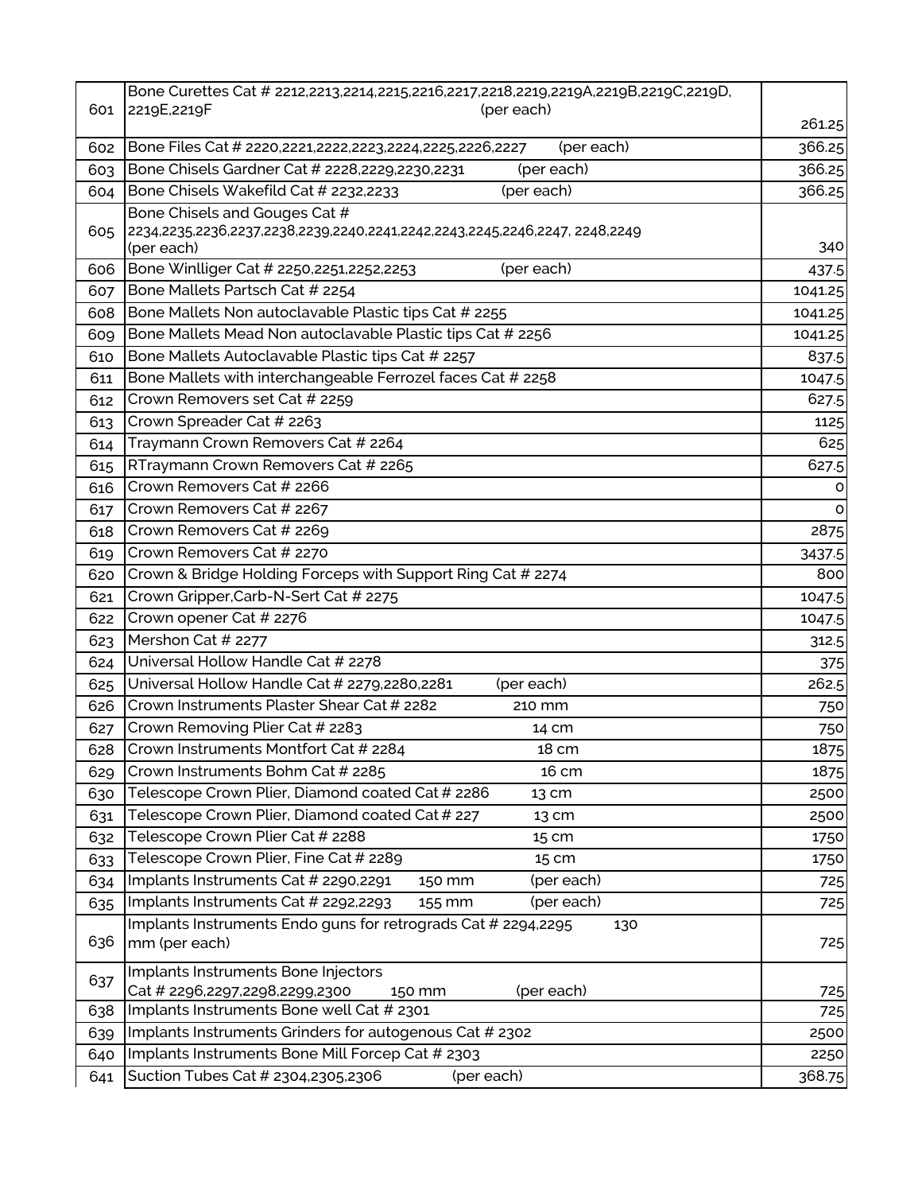| | | |
|---|---|---|
| 601 | Bone Curettes Cat # 2212,2213,2214,2215,2216,2217,2218,2219,2219A,2219B,2219C,2219D, 2219E,2219F (per each) | 261.25 |
| 602 | Bone Files Cat # 2220,2221,2222,2223,2224,2225,2226,2227 (per each) | 366.25 |
| 603 | Bone Chisels Gardner Cat # 2228,2229,2230,2231 (per each) | 366.25 |
| 604 | Bone Chisels Wakefild Cat # 2232,2233 (per each) | 366.25 |
| 605 | Bone Chisels and Gouges Cat # 2234,2235,2236,2237,2238,2239,2240,2241,2242,2243,2245,2246,2247, 2248,2249 (per each) | 340 |
| 606 | Bone Winlliger Cat # 2250,2251,2252,2253 (per each) | 437.5 |
| 607 | Bone Mallets Partsch Cat # 2254 | 1041.25 |
| 608 | Bone Mallets Non autoclavable Plastic tips Cat # 2255 | 1041.25 |
| 609 | Bone Mallets Mead Non autoclavable Plastic tips Cat # 2256 | 1041.25 |
| 610 | Bone Mallets Autoclavable Plastic tips Cat # 2257 | 837.5 |
| 611 | Bone Mallets with interchangeable Ferrozel faces Cat # 2258 | 1047.5 |
| 612 | Crown Removers set Cat # 2259 | 627.5 |
| 613 | Crown Spreader Cat # 2263 | 1125 |
| 614 | Traymann Crown Removers Cat # 2264 | 625 |
| 615 | RTraymann Crown Removers Cat # 2265 | 627.5 |
| 616 | Crown Removers Cat # 2266 | 0 |
| 617 | Crown Removers Cat # 2267 | 0 |
| 618 | Crown Removers Cat # 2269 | 2875 |
| 619 | Crown Removers Cat # 2270 | 3437.5 |
| 620 | Crown & Bridge Holding Forceps with Support Ring Cat # 2274 | 800 |
| 621 | Crown Gripper,Carb-N-Sert Cat # 2275 | 1047.5 |
| 622 | Crown opener Cat # 2276 | 1047.5 |
| 623 | Mershon Cat # 2277 | 312.5 |
| 624 | Universal Hollow Handle Cat # 2278 | 375 |
| 625 | Universal Hollow Handle Cat # 2279,2280,2281 (per each) | 262.5 |
| 626 | Crown Instruments Plaster Shear Cat # 2282 210 mm | 750 |
| 627 | Crown Removing Plier Cat # 2283 14 cm | 750 |
| 628 | Crown Instruments Montfort Cat # 2284 18 cm | 1875 |
| 629 | Crown Instruments Bohm Cat # 2285 16 cm | 1875 |
| 630 | Telescope Crown Plier, Diamond coated Cat # 2286 13 cm | 2500 |
| 631 | Telescope Crown Plier, Diamond coated Cat # 227 13 cm | 2500 |
| 632 | Telescope Crown Plier Cat # 2288 15 cm | 1750 |
| 633 | Telescope Crown Plier, Fine Cat # 2289 15 cm | 1750 |
| 634 | Implants Instruments Cat # 2290,2291 150 mm (per each) | 725 |
| 635 | Implants Instruments Cat # 2292,2293 155 mm (per each) | 725 |
| 636 | Implants Instruments Endo guns for retrograds Cat # 2294,2295 130 mm (per each) | 725 |
| 637 | Implants Instruments Bone Injectors Cat # 2296,2297,2298,2299,2300 150 mm (per each) | 725 |
| 638 | Implants Instruments Bone well Cat # 2301 | 725 |
| 639 | Implants Instruments Grinders for autogenous Cat # 2302 | 2500 |
| 640 | Implants Instruments Bone Mill Forcep Cat # 2303 | 2250 |
| 641 | Suction Tubes Cat # 2304,2305,2306 (per each) | 368.75 |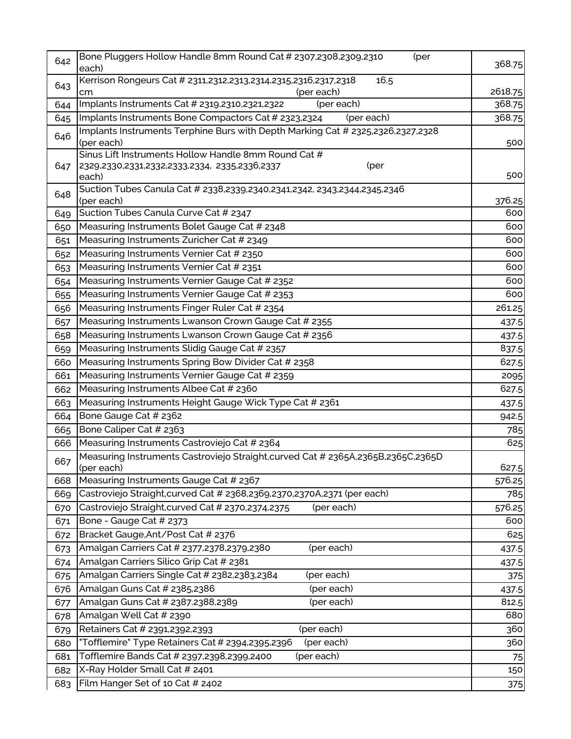| | | |
|---|---|---|
| 642 | Bone Pluggers Hollow Handle 8mm Round Cat # 2307,2308,2309,2310 (per each) | 368.75 |
| 643 | Kerrison Rongeurs Cat # 2311,2312,2313,2314,2315,2316,2317,2318 16.5 cm (per each) | 2618.75 |
| 644 | Implants Instruments Cat # 2319,2310,2321,2322 (per each) | 368.75 |
| 645 | Implants Instruments Bone Compactors Cat # 2323,2324 (per each) | 368.75 |
| 646 | Implants Instruments Terphine Burs with Depth Marking Cat # 2325,2326,2327,2328 (per each) | 500 |
| 647 | Sinus Lift Instruments Hollow Handle 8mm Round Cat # 2329,2330,2331,2332,2333,2334, 2335,2336,2337 (per each) | 500 |
| 648 | Suction Tubes Canula Cat # 2338,2339,2340,2341,2342, 2343,2344,2345,2346 (per each) | 376.25 |
| 649 | Suction Tubes Canula Curve Cat # 2347 | 600 |
| 650 | Measuring Instruments Bolet Gauge Cat # 2348 | 600 |
| 651 | Measuring Instruments Zuricher Cat # 2349 | 600 |
| 652 | Measuring Instruments Vernier Cat # 2350 | 600 |
| 653 | Measuring Instruments Vernier Cat # 2351 | 600 |
| 654 | Measuring Instruments Vernier Gauge Cat # 2352 | 600 |
| 655 | Measuring Instruments Vernier Gauge Cat # 2353 | 600 |
| 656 | Measuring Instruments Finger Ruler Cat # 2354 | 261.25 |
| 657 | Measuring Instruments Lwanson Crown Gauge Cat # 2355 | 437.5 |
| 658 | Measuring Instruments Lwanson Crown Gauge Cat # 2356 | 437.5 |
| 659 | Measuring Instruments Slidig Gauge Cat # 2357 | 837.5 |
| 660 | Measuring Instruments Spring Bow Divider Cat # 2358 | 627.5 |
| 661 | Measuring Instruments Vernier Gauge Cat # 2359 | 2095 |
| 662 | Measuring Instruments Albee Cat # 2360 | 627.5 |
| 663 | Measuring Instruments Height Gauge Wick Type Cat # 2361 | 437.5 |
| 664 | Bone Gauge Cat # 2362 | 942.5 |
| 665 | Bone Caliper Cat # 2363 | 785 |
| 666 | Measuring Instruments Castroviejo Cat # 2364 | 625 |
| 667 | Measuring Instruments Castroviejo Straight,curved Cat # 2365A,2365B,2365C,2365D (per each) | 627.5 |
| 668 | Measuring Instruments Gauge Cat # 2367 | 576.25 |
| 669 | Castroviejo Straight,curved Cat # 2368,2369,2370,2370A,2371 (per each) | 785 |
| 670 | Castroviejo Straight,curved Cat # 2370,2374,2375 (per each) | 576.25 |
| 671 | Bone - Gauge Cat # 2373 | 600 |
| 672 | Bracket Gauge,Ant/Post Cat # 2376 | 625 |
| 673 | Amalgan Carriers Cat # 2377,2378,2379,2380 (per each) | 437.5 |
| 674 | Amalgan Carriers Silico Grip Cat # 2381 | 437.5 |
| 675 | Amalgan Carriers Single Cat # 2382,2383,2384 (per each) | 375 |
| 676 | Amalgan Guns Cat # 2385,2386 (per each) | 437.5 |
| 677 | Amalgan Guns Cat # 2387.2388,2389 (per each) | 812.5 |
| 678 | Amalgan Well Cat # 2390 | 680 |
| 679 | Retainers Cat # 2391,2392,2393 (per each) | 360 |
| 680 | "Tofflemire" Type Retainers Cat # 2394,2395,2396 (per each) | 360 |
| 681 | Tofflemire Bands Cat # 2397,2398,2399,2400 (per each) | 75 |
| 682 | X-Ray Holder Small Cat # 2401 | 150 |
| 683 | Film Hanger Set of 10 Cat # 2402 | 375 |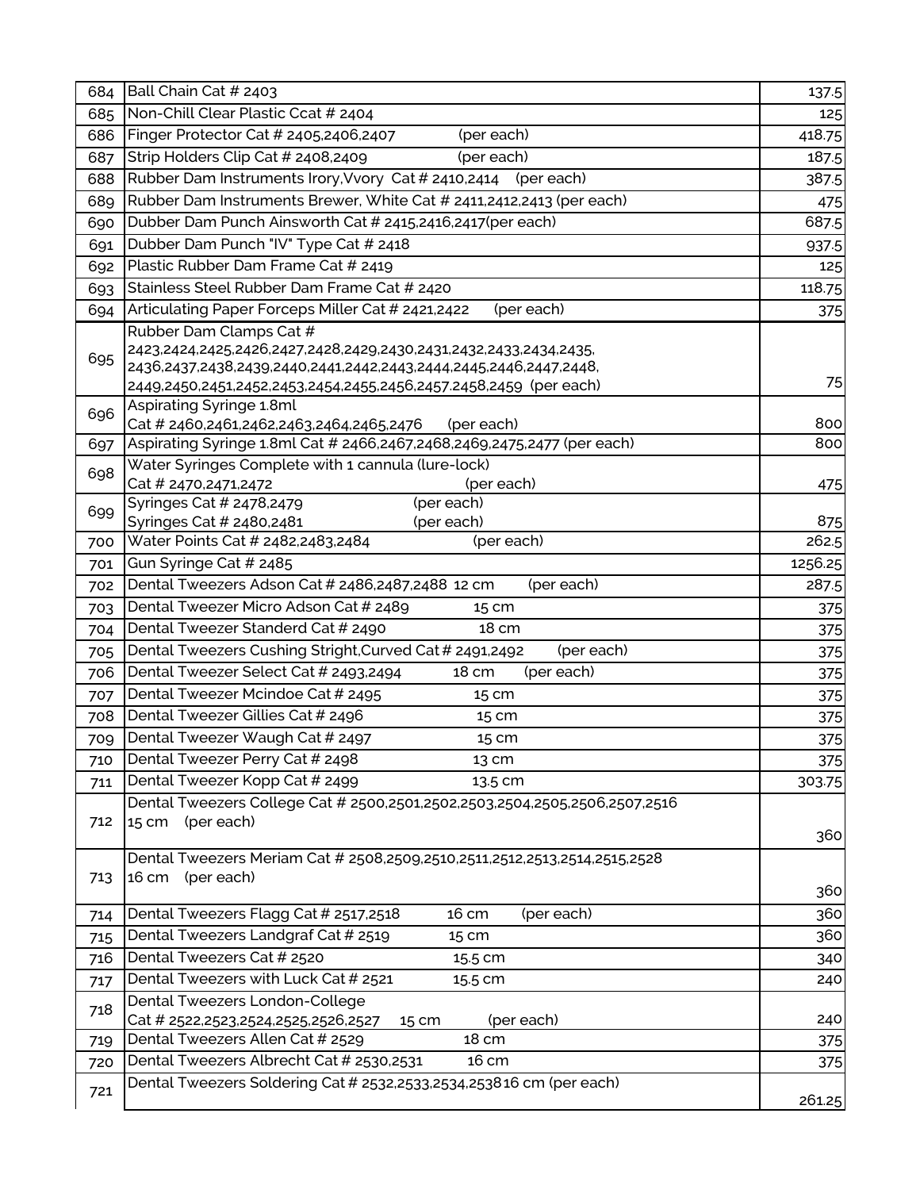| | | |
|---|---|---|
| 684 | Ball Chain Cat # 2403 | 137.5 |
| 685 | Non-Chill Clear Plastic Ccat # 2404 | 125 |
| 686 | Finger Protector Cat # 2405,2406,2407 (per each) | 418.75 |
| 687 | Strip Holders Clip Cat # 2408,2409 (per each) | 187.5 |
| 688 | Rubber Dam Instruments Irory,Vvory Cat # 2410,2414 (per each) | 387.5 |
| 689 | Rubber Dam Instruments Brewer, White Cat # 2411,2412,2413 (per each) | 475 |
| 690 | Dubber Dam Punch Ainsworth Cat # 2415,2416,2417(per each) | 687.5 |
| 691 | Dubber Dam Punch "IV" Type Cat # 2418 | 937.5 |
| 692 | Plastic Rubber Dam Frame Cat # 2419 | 125 |
| 693 | Stainless Steel Rubber Dam Frame Cat # 2420 | 118.75 |
| 694 | Articulating Paper Forceps Miller Cat # 2421,2422 (per each) | 375 |
| 695 | Rubber Dam Clamps Cat # 2423,2424,2425,2426,2427,2428,2429,2430,2431,2432,2433,2434,2435, 2436,2437,2438,2439,2440,2441,2442,2443,2444,2445,2446,2447,2448, 2449,2450,2451,2452,2453,2454,2455,2456,2457.2458,2459 (per each) | 75 |
| 696 | Aspirating Syringe 1.8ml Cat # 2460,2461,2462,2463,2464,2465,2476 (per each) | 800 |
| 697 | Aspirating Syringe 1.8ml Cat # 2466,2467,2468,2469,2475,2477 (per each) | 800 |
| 698 | Water Syringes Complete with 1 cannula (lure-lock) Cat # 2470,2471,2472 (per each) | 475 |
| 699 | Syringes Cat # 2478,2479 (per each) Syringes Cat # 2480,2481 (per each) | 875 |
| 700 | Water Points Cat # 2482,2483,2484 (per each) | 262.5 |
| 701 | Gun Syringe Cat # 2485 | 1256.25 |
| 702 | Dental Tweezers Adson Cat # 2486,2487,2488 12 cm (per each) | 287.5 |
| 703 | Dental Tweezer Micro Adson Cat # 2489 15 cm | 375 |
| 704 | Dental Tweezer Standerd Cat # 2490 18 cm | 375 |
| 705 | Dental Tweezers Cushing Stright,Curved Cat # 2491,2492 (per each) | 375 |
| 706 | Dental Tweezer Select Cat # 2493,2494 18 cm (per each) | 375 |
| 707 | Dental Tweezer Mcindoe Cat # 2495 15 cm | 375 |
| 708 | Dental Tweezer Gillies Cat # 2496 15 cm | 375 |
| 709 | Dental Tweezer Waugh Cat # 2497 15 cm | 375 |
| 710 | Dental Tweezer Perry Cat # 2498 13 cm | 375 |
| 711 | Dental Tweezer Kopp Cat # 2499 13.5 cm | 303.75 |
| 712 | Dental Tweezers College Cat # 2500,2501,2502,2503,2504,2505,2506,2507,2516 15 cm (per each) | 360 |
| 713 | Dental Tweezers Meriam Cat # 2508,2509,2510,2511,2512,2513,2514,2515,2528 16 cm (per each) | 360 |
| 714 | Dental Tweezers Flagg Cat # 2517,2518 16 cm (per each) | 360 |
| 715 | Dental Tweezers Landgraf Cat # 2519 15 cm | 360 |
| 716 | Dental Tweezers Cat # 2520 15.5 cm | 340 |
| 717 | Dental Tweezers with Luck Cat # 2521 15.5 cm | 240 |
| 718 | Dental Tweezers London-College Cat # 2522,2523,2524,2525,2526,2527 15 cm (per each) | 240 |
| 719 | Dental Tweezers Allen Cat # 2529 18 cm | 375 |
| 720 | Dental Tweezers Albrecht Cat # 2530,2531 16 cm | 375 |
| 721 | Dental Tweezers Soldering Cat # 2532,2533,2534,253816 cm (per each) | 261.25 |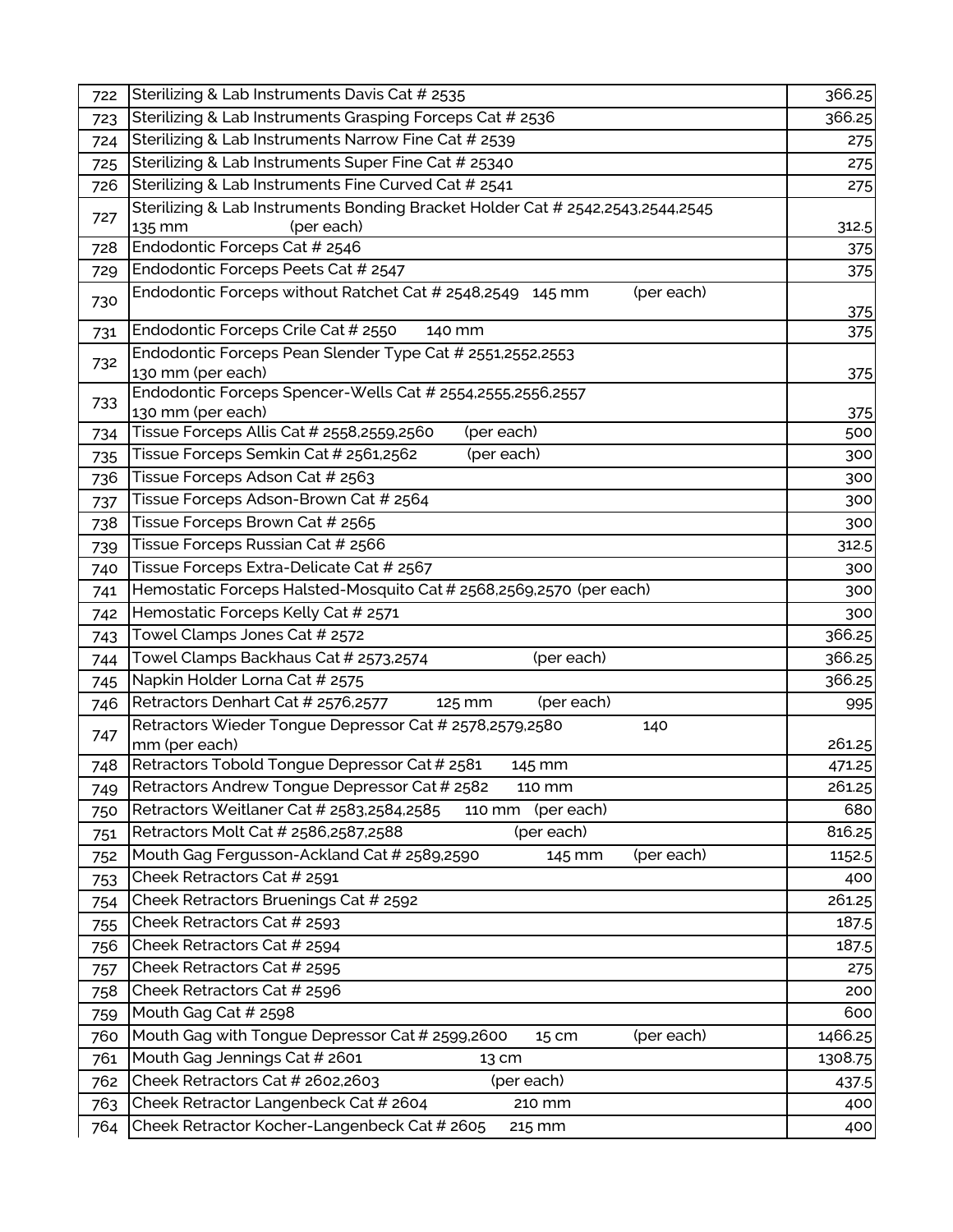| | | |
|---|---|---|
| 722 | Sterilizing & Lab Instruments Davis Cat # 2535 | 366.25 |
| 723 | Sterilizing & Lab Instruments Grasping Forceps Cat # 2536 | 366.25 |
| 724 | Sterilizing & Lab Instruments Narrow Fine Cat # 2539 | 275 |
| 725 | Sterilizing & Lab Instruments Super Fine Cat # 25340 | 275 |
| 726 | Sterilizing & Lab Instruments Fine Curved Cat # 2541 | 275 |
| 727 | Sterilizing & Lab Instruments Bonding Bracket Holder Cat # 2542,2543,2544,2545 135 mm (per each) | 312.5 |
| 728 | Endodontic Forceps Cat # 2546 | 375 |
| 729 | Endodontic Forceps Peets Cat # 2547 | 375 |
| 730 | Endodontic Forceps without Ratchet Cat # 2548,2549 145 mm (per each) | 375 |
| 731 | Endodontic Forceps Crile Cat # 2550 140 mm | 375 |
| 732 | Endodontic Forceps Pean Slender Type Cat # 2551,2552,2553 130 mm (per each) | 375 |
| 733 | Endodontic Forceps Spencer-Wells Cat # 2554,2555,2556,2557 130 mm (per each) | 375 |
| 734 | Tissue Forceps Allis Cat # 2558,2559,2560 (per each) | 500 |
| 735 | Tissue Forceps Semkin Cat # 2561,2562 (per each) | 300 |
| 736 | Tissue Forceps Adson Cat # 2563 | 300 |
| 737 | Tissue Forceps Adson-Brown Cat # 2564 | 300 |
| 738 | Tissue Forceps Brown Cat # 2565 | 300 |
| 739 | Tissue Forceps Russian Cat # 2566 | 312.5 |
| 740 | Tissue Forceps Extra-Delicate Cat # 2567 | 300 |
| 741 | Hemostatic Forceps Halsted-Mosquito Cat # 2568,2569,2570 (per each) | 300 |
| 742 | Hemostatic Forceps Kelly Cat # 2571 | 300 |
| 743 | Towel Clamps Jones Cat # 2572 | 366.25 |
| 744 | Towel Clamps Backhaus Cat # 2573,2574 (per each) | 366.25 |
| 745 | Napkin Holder Lorna Cat # 2575 | 366.25 |
| 746 | Retractors Denhart Cat # 2576,2577 125 mm (per each) | 995 |
| 747 | Retractors Wieder Tongue Depressor Cat # 2578,2579,2580 140 mm (per each) | 261.25 |
| 748 | Retractors Tobold Tongue Depressor Cat # 2581 145 mm | 471.25 |
| 749 | Retractors Andrew Tongue Depressor Cat # 2582 110 mm | 261.25 |
| 750 | Retractors Weitlaner Cat # 2583,2584,2585 110 mm (per each) | 680 |
| 751 | Retractors Molt Cat # 2586,2587,2588 (per each) | 816.25 |
| 752 | Mouth Gag Fergusson-Ackland Cat # 2589,2590 145 mm (per each) | 1152.5 |
| 753 | Cheek Retractors Cat # 2591 | 400 |
| 754 | Cheek Retractors Bruenings Cat # 2592 | 261.25 |
| 755 | Cheek Retractors Cat # 2593 | 187.5 |
| 756 | Cheek Retractors Cat # 2594 | 187.5 |
| 757 | Cheek Retractors Cat # 2595 | 275 |
| 758 | Cheek Retractors Cat # 2596 | 200 |
| 759 | Mouth Gag Cat # 2598 | 600 |
| 760 | Mouth Gag with Tongue Depressor Cat # 2599,2600 15 cm (per each) | 1466.25 |
| 761 | Mouth Gag Jennings Cat # 2601 13 cm | 1308.75 |
| 762 | Cheek Retractors Cat # 2602,2603 (per each) | 437.5 |
| 763 | Cheek Retractor Langenbeck Cat # 2604 210 mm | 400 |
| 764 | Cheek Retractor Kocher-Langenbeck Cat # 2605 215 mm | 400 |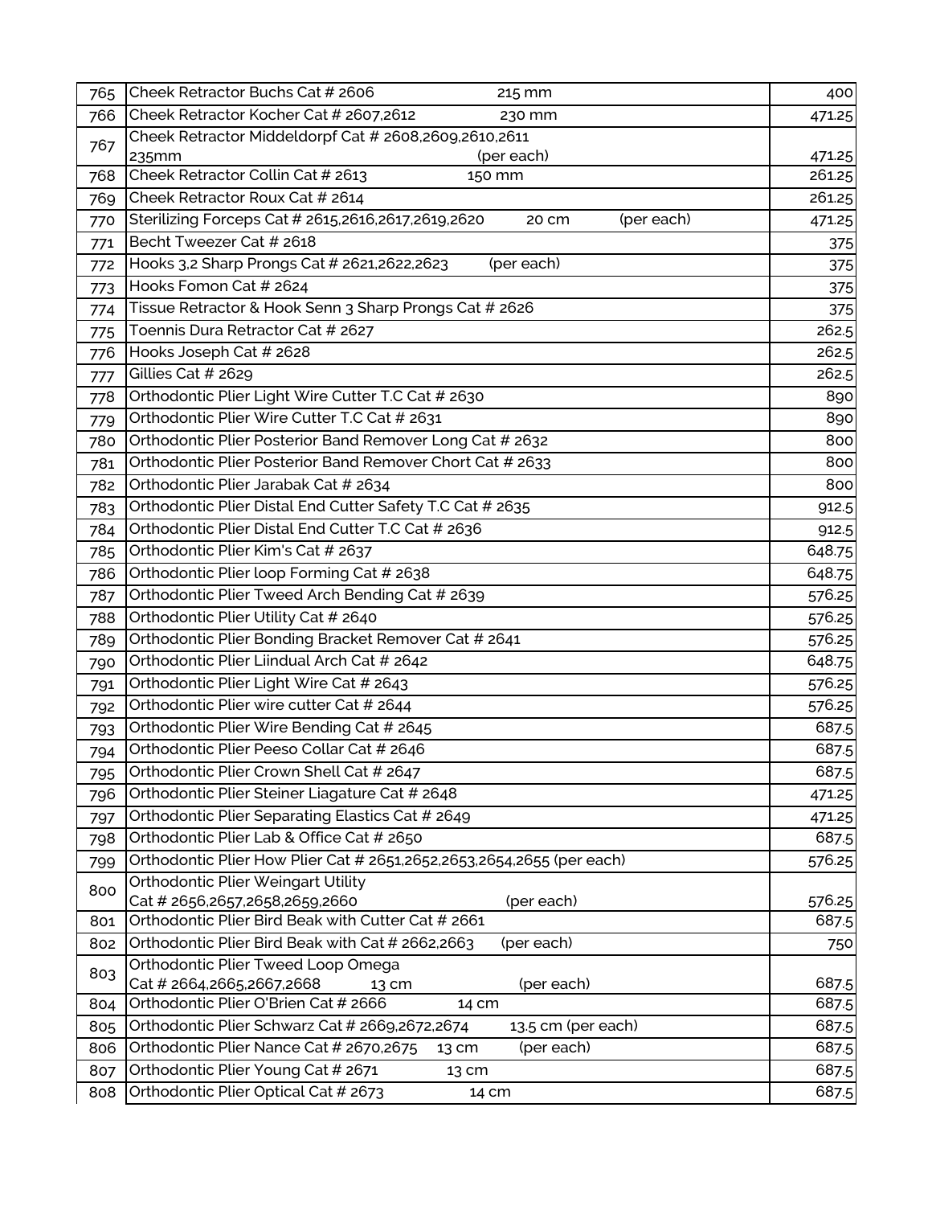| | | |
|---|---|---|
| 765 | Cheek Retractor Buchs Cat # 2606 215 mm | 400 |
| 766 | Cheek Retractor Kocher Cat # 2607,2612 230 mm | 471.25 |
| 767 | Cheek Retractor Middeldorpf Cat # 2608,2609,2610,2611 235mm (per each) | 471.25 |
| 768 | Cheek Retractor Collin Cat # 2613 150 mm | 261.25 |
| 769 | Cheek Retractor Roux Cat # 2614 | 261.25 |
| 770 | Sterilizing Forceps Cat # 2615,2616,2617,2619,2620 20 cm (per each) | 471.25 |
| 771 | Becht Tweezer Cat # 2618 | 375 |
| 772 | Hooks 3,2 Sharp Prongs Cat # 2621,2622,2623 (per each) | 375 |
| 773 | Hooks Fomon Cat # 2624 | 375 |
| 774 | Tissue Retractor & Hook Senn 3 Sharp Prongs Cat # 2626 | 375 |
| 775 | Toennis Dura Retractor Cat # 2627 | 262.5 |
| 776 | Hooks Joseph Cat # 2628 | 262.5 |
| 777 | Gillies Cat # 2629 | 262.5 |
| 778 | Orthodontic Plier Light Wire Cutter T.C Cat # 2630 | 890 |
| 779 | Orthodontic Plier Wire Cutter T.C Cat # 2631 | 890 |
| 780 | Orthodontic Plier Posterior Band Remover Long Cat # 2632 | 800 |
| 781 | Orthodontic Plier Posterior Band Remover Chort Cat # 2633 | 800 |
| 782 | Orthodontic Plier Jarabak Cat # 2634 | 800 |
| 783 | Orthodontic Plier Distal End Cutter Safety T.C Cat # 2635 | 912.5 |
| 784 | Orthodontic Plier Distal End Cutter T.C Cat # 2636 | 912.5 |
| 785 | Orthodontic Plier Kim's Cat # 2637 | 648.75 |
| 786 | Orthodontic Plier loop Forming Cat # 2638 | 648.75 |
| 787 | Orthodontic Plier Tweed Arch Bending Cat # 2639 | 576.25 |
| 788 | Orthodontic Plier Utility Cat # 2640 | 576.25 |
| 789 | Orthodontic Plier Bonding Bracket Remover Cat # 2641 | 576.25 |
| 790 | Orthodontic Plier Liindual Arch Cat # 2642 | 648.75 |
| 791 | Orthodontic Plier Light Wire Cat # 2643 | 576.25 |
| 792 | Orthodontic Plier wire cutter Cat # 2644 | 576.25 |
| 793 | Orthodontic Plier Wire Bending Cat # 2645 | 687.5 |
| 794 | Orthodontic Plier Peeso Collar Cat # 2646 | 687.5 |
| 795 | Orthodontic Plier Crown Shell Cat # 2647 | 687.5 |
| 796 | Orthodontic Plier Steiner Liagature Cat # 2648 | 471.25 |
| 797 | Orthodontic Plier Separating Elastics Cat # 2649 | 471.25 |
| 798 | Orthodontic Plier Lab & Office Cat # 2650 | 687.5 |
| 799 | Orthodontic Plier How Plier Cat # 2651,2652,2653,2654,2655 (per each) | 576.25 |
| 800 | Orthodontic Plier Weingart Utility Cat # 2656,2657,2658,2659,2660 (per each) | 576.25 |
| 801 | Orthodontic Plier Bird Beak with Cutter Cat # 2661 | 687.5 |
| 802 | Orthodontic Plier Bird Beak with Cat # 2662,2663 (per each) | 750 |
| 803 | Orthodontic Plier Tweed Loop Omega Cat # 2664,2665,2667,2668 13 cm (per each) | 687.5 |
| 804 | Orthodontic Plier O'Brien Cat # 2666 14 cm | 687.5 |
| 805 | Orthodontic Plier Schwarz Cat # 2669,2672,2674 13.5 cm (per each) | 687.5 |
| 806 | Orthodontic Plier Nance Cat # 2670,2675 13 cm (per each) | 687.5 |
| 807 | Orthodontic Plier Young Cat # 2671 13 cm | 687.5 |
| 808 | Orthodontic Plier Optical Cat # 2673 14 cm | 687.5 |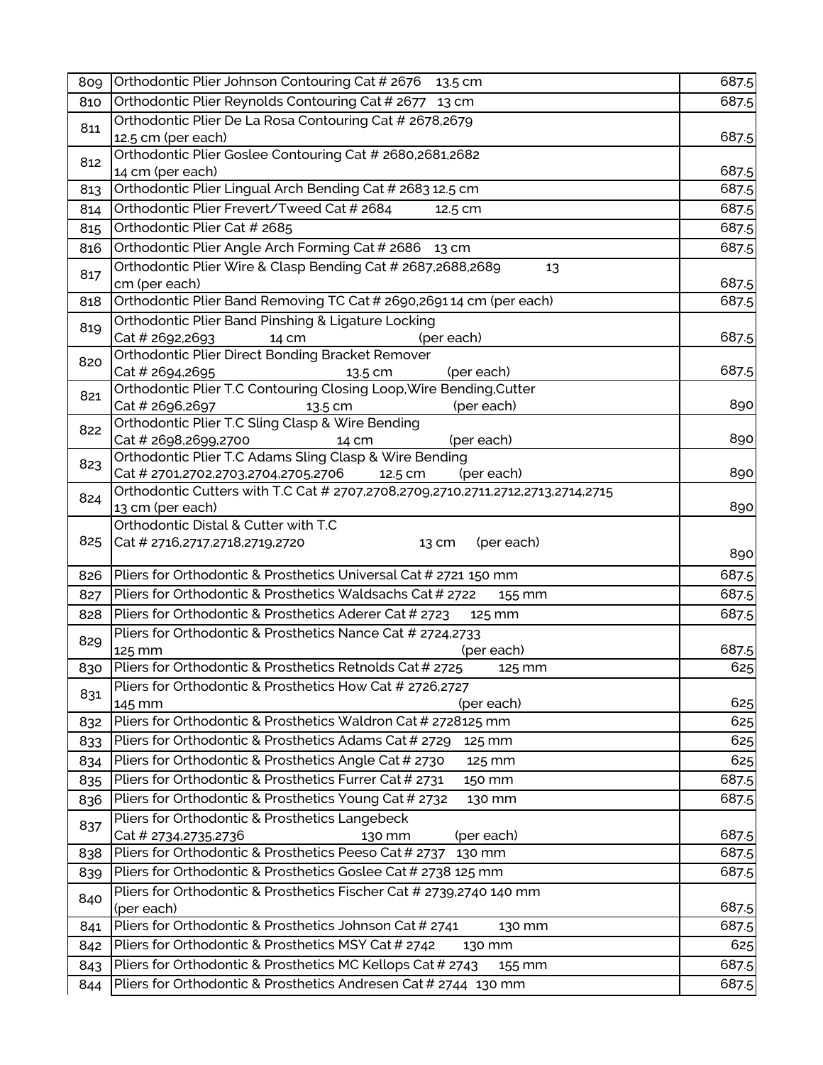| 809 | Orthodontic Plier Johnson Contouring Cat # 2676 13.5 cm | 687.5 |
|---|---|---|
| 810 | Orthodontic Plier Reynolds Contouring Cat # 2677 13 cm | 687.5 |
| 811 | Orthodontic Plier De La Rosa Contouring Cat # 2678,2679 12.5 cm (per each) | 687.5 |
| 812 | Orthodontic Plier Goslee Contouring Cat # 2680,2681,2682 14 cm (per each) | 687.5 |
| 813 | Orthodontic Plier Lingual Arch Bending Cat # 2683 12.5 cm | 687.5 |
| 814 | Orthodontic Plier Frevert/Tweed Cat # 2684 12.5 cm | 687.5 |
| 815 | Orthodontic Plier Cat # 2685 | 687.5 |
| 816 | Orthodontic Plier Angle Arch Forming Cat # 2686 13 cm | 687.5 |
| 817 | Orthodontic Plier Wire & Clasp Bending Cat # 2687,2688,2689 13 cm (per each) | 687.5 |
| 818 | Orthodontic Plier Band Removing TC Cat # 2690,2691 14 cm (per each) | 687.5 |
| 819 | Orthodontic Plier Band Pinshing & Ligature Locking Cat # 2692,2693 14 cm (per each) | 687.5 |
| 820 | Orthodontic Plier Direct Bonding Bracket Remover Cat # 2694,2695 13.5 cm (per each) | 687.5 |
| 821 | Orthodontic Plier T.C Contouring Closing Loop,Wire Bending,Cutter Cat # 2696,2697 13.5 cm (per each) | 890 |
| 822 | Orthodontic Plier T.C Sling Clasp & Wire Bending Cat # 2698,2699,2700 14 cm (per each) | 890 |
| 823 | Orthodontic Plier T.C Adams Sling Clasp & Wire Bending Cat # 2701,2702,2703,2704,2705,2706 12.5 cm (per each) | 890 |
| 824 | Orthodontic Cutters with T.C Cat # 2707,2708,2709,2710,2711,2712,2713,2714,2715 13 cm (per each) | 890 |
| 825 | Orthodontic Distal & Cutter with T.C Cat # 2716,2717,2718,2719,2720 13 cm (per each) | 890 |
| 826 | Pliers for Orthodontic & Prosthetics Universal Cat # 2721 150 mm | 687.5 |
| 827 | Pliers for Orthodontic & Prosthetics Waldsachs Cat # 2722 155 mm | 687.5 |
| 828 | Pliers for Orthodontic & Prosthetics Aderer Cat # 2723 125 mm | 687.5 |
| 829 | Pliers for Orthodontic & Prosthetics Nance Cat # 2724,2733 125 mm (per each) | 687.5 |
| 830 | Pliers for Orthodontic & Prosthetics Retnolds Cat # 2725 125 mm | 625 |
| 831 | Pliers for Orthodontic & Prosthetics How Cat # 2726,2727 145 mm (per each) | 625 |
| 832 | Pliers for Orthodontic & Prosthetics Waldron Cat # 2728125 mm | 625 |
| 833 | Pliers for Orthodontic & Prosthetics Adams Cat # 2729 125 mm | 625 |
| 834 | Pliers for Orthodontic & Prosthetics Angle Cat # 2730 125 mm | 625 |
| 835 | Pliers for Orthodontic & Prosthetics Furrer Cat # 2731 150 mm | 687.5 |
| 836 | Pliers for Orthodontic & Prosthetics Young Cat # 2732 130 mm | 687.5 |
| 837 | Pliers for Orthodontic & Prosthetics Langebeck Cat # 2734,2735,2736 130 mm (per each) | 687.5 |
| 838 | Pliers for Orthodontic & Prosthetics Peeso Cat # 2737 130 mm | 687.5 |
| 839 | Pliers for Orthodontic & Prosthetics Goslee Cat # 2738 125 mm | 687.5 |
| 840 | Pliers for Orthodontic & Prosthetics Fischer Cat # 2739,2740 140 mm (per each) | 687.5 |
| 841 | Pliers for Orthodontic & Prosthetics Johnson Cat # 2741 130 mm | 687.5 |
| 842 | Pliers for Orthodontic & Prosthetics MSY Cat # 2742 130 mm | 625 |
| 843 | Pliers for Orthodontic & Prosthetics MC Kellops Cat # 2743 155 mm | 687.5 |
| 844 | Pliers for Orthodontic & Prosthetics Andresen Cat # 2744 130 mm | 687.5 |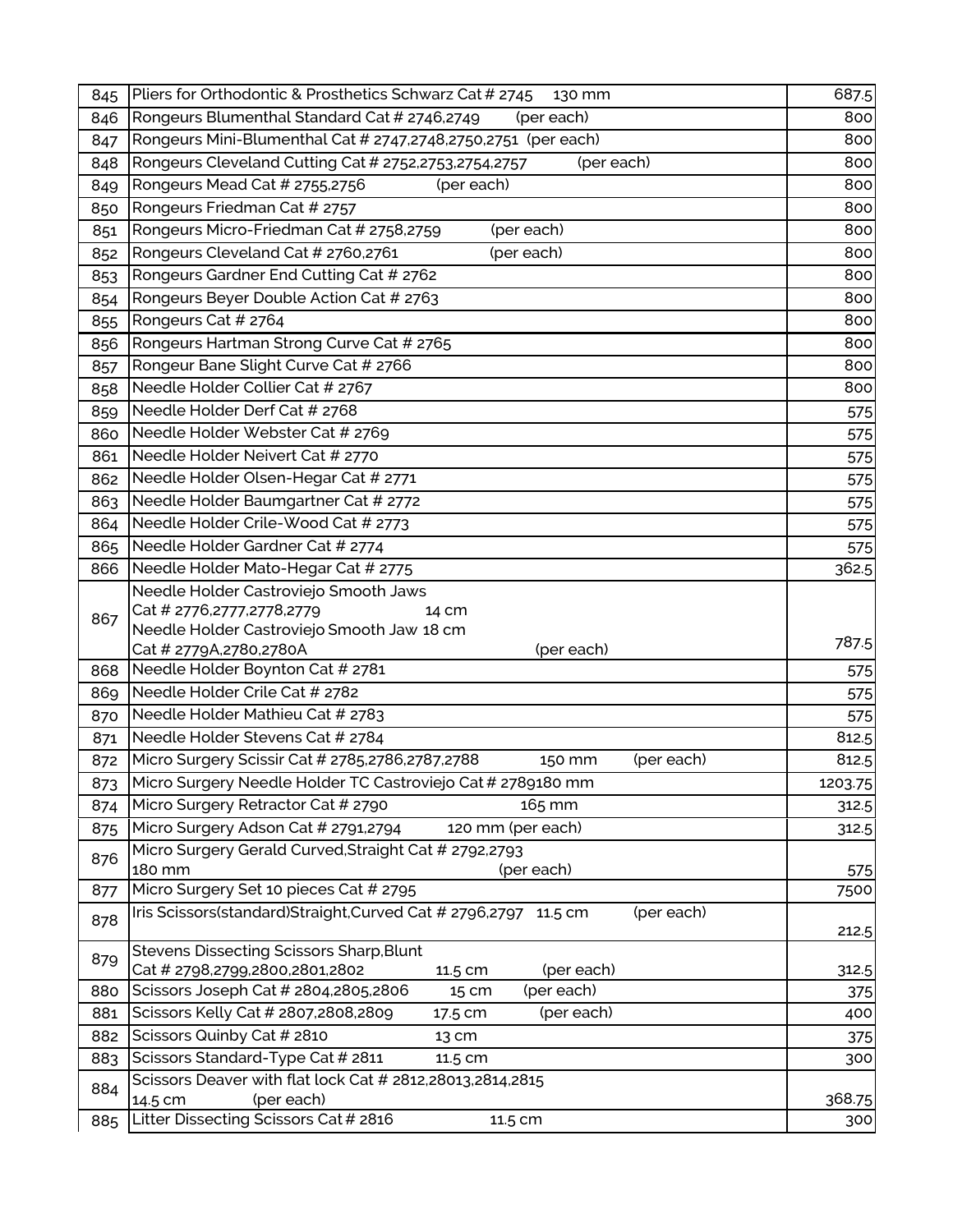| | | |
|---|---|---|
| 845 | Pliers for Orthodontic & Prosthetics Schwarz Cat # 2745 130 mm | 687.5 |
| 846 | Rongeurs Blumenthal Standard Cat # 2746,2749 (per each) | 800 |
| 847 | Rongeurs Mini-Blumenthal Cat # 2747,2748,2750,2751 (per each) | 800 |
| 848 | Rongeurs Cleveland Cutting Cat # 2752,2753,2754,2757 (per each) | 800 |
| 849 | Rongeurs Mead Cat # 2755,2756 (per each) | 800 |
| 850 | Rongeurs Friedman Cat # 2757 | 800 |
| 851 | Rongeurs Micro-Friedman Cat # 2758,2759 (per each) | 800 |
| 852 | Rongeurs Cleveland Cat # 2760,2761 (per each) | 800 |
| 853 | Rongeurs Gardner End Cutting Cat # 2762 | 800 |
| 854 | Rongeurs Beyer Double Action Cat # 2763 | 800 |
| 855 | Rongeurs Cat # 2764 | 800 |
| 856 | Rongeurs Hartman Strong Curve Cat # 2765 | 800 |
| 857 | Rongeur Bane Slight Curve Cat # 2766 | 800 |
| 858 | Needle Holder Collier Cat # 2767 | 800 |
| 859 | Needle Holder Derf Cat # 2768 | 575 |
| 860 | Needle Holder Webster Cat # 2769 | 575 |
| 861 | Needle Holder Neivert Cat # 2770 | 575 |
| 862 | Needle Holder Olsen-Hegar Cat # 2771 | 575 |
| 863 | Needle Holder Baumgartner Cat # 2772 | 575 |
| 864 | Needle Holder Crile-Wood Cat # 2773 | 575 |
| 865 | Needle Holder Gardner Cat # 2774 | 575 |
| 866 | Needle Holder Mato-Hegar Cat # 2775 | 362.5 |
| 867 | Needle Holder Castroviejo Smooth Jaws Cat # 2776,2777,2778,2779 14 cm Needle Holder Castroviejo Smooth Jaw 18 cm Cat # 2779A,2780,2780A (per each) | 787.5 |
| 868 | Needle Holder Boynton Cat # 2781 | 575 |
| 869 | Needle Holder Crile Cat # 2782 | 575 |
| 870 | Needle Holder Mathieu Cat # 2783 | 575 |
| 871 | Needle Holder Stevens Cat # 2784 | 812.5 |
| 872 | Micro Surgery Scissir Cat # 2785,2786,2787,2788 150 mm (per each) | 812.5 |
| 873 | Micro Surgery Needle Holder TC Castroviejo Cat # 2789180 mm | 1203.75 |
| 874 | Micro Surgery Retractor Cat # 2790 165 mm | 312.5 |
| 875 | Micro Surgery Adson Cat # 2791,2794 120 mm (per each) | 312.5 |
| 876 | Micro Surgery Gerald Curved,Straight Cat # 2792,2793 180 mm (per each) | 575 |
| 877 | Micro Surgery Set 10 pieces Cat # 2795 | 7500 |
| 878 | Iris Scissors(standard)Straight,Curved Cat # 2796,2797 11.5 cm (per each) | 212.5 |
| 879 | Stevens Dissecting Scissors Sharp,Blunt Cat # 2798,2799,2800,2801,2802 11.5 cm (per each) | 312.5 |
| 880 | Scissors Joseph Cat # 2804,2805,2806 15 cm (per each) | 375 |
| 881 | Scissors Kelly Cat # 2807,2808,2809 17.5 cm (per each) | 400 |
| 882 | Scissors Quinby Cat # 2810 13 cm | 375 |
| 883 | Scissors Standard-Type Cat # 2811 11.5 cm | 300 |
| 884 | Scissors Deaver with flat lock Cat # 2812,28013,2814,2815 14.5 cm (per each) | 368.75 |
| 885 | Litter Dissecting Scissors Cat # 2816 11.5 cm | 300 |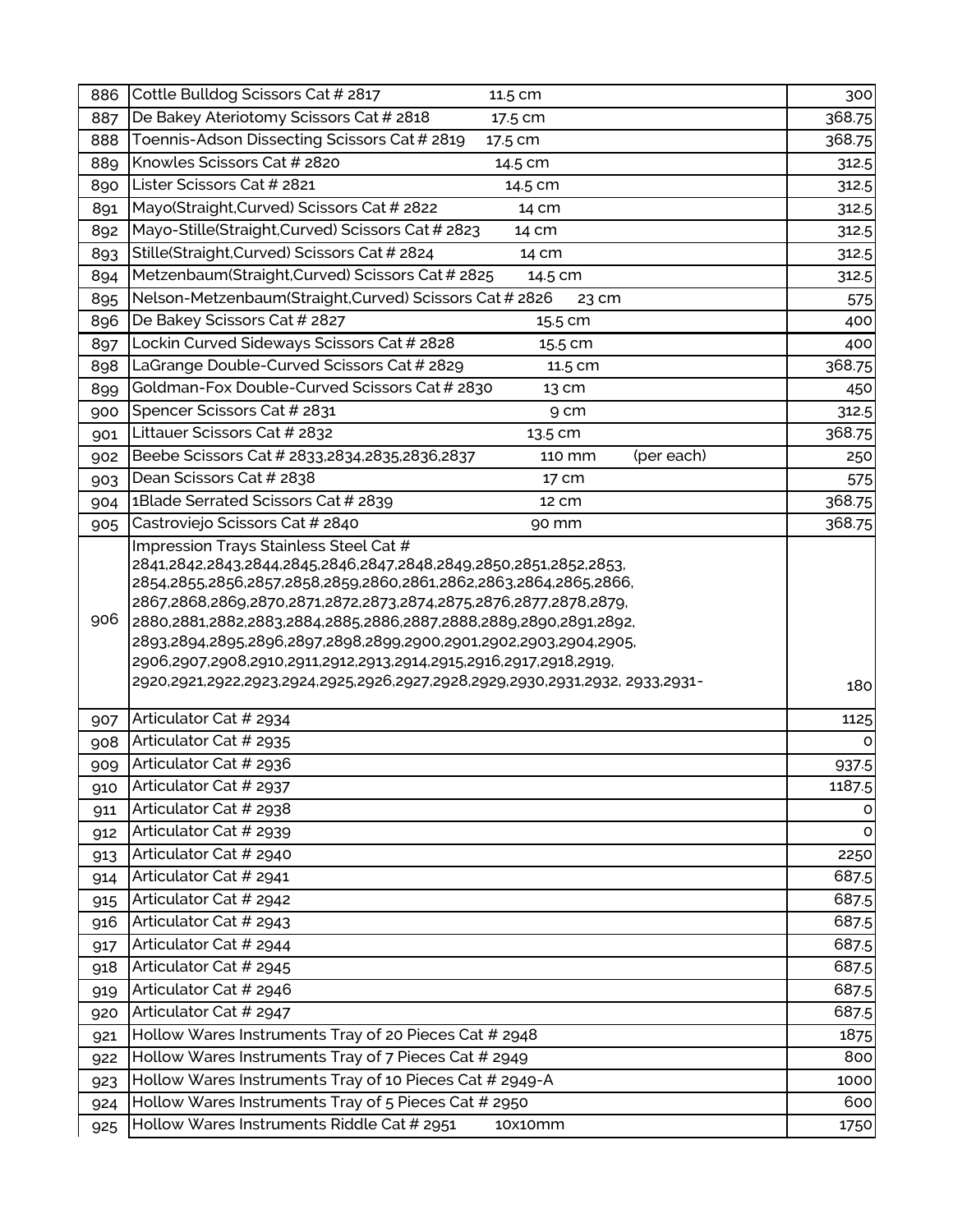| | | |
|---|---|---|
| 886 | Cottle Bulldog Scissors Cat # 2817 11.5 cm | 300 |
| 887 | De Bakey Ateriotomy Scissors Cat # 2818 17.5 cm | 368.75 |
| 888 | Toennis-Adson Dissecting Scissors Cat # 2819 17.5 cm | 368.75 |
| 889 | Knowles Scissors Cat # 2820 14.5 cm | 312.5 |
| 890 | Lister Scissors Cat # 2821 14.5 cm | 312.5 |
| 891 | Mayo(Straight,Curved) Scissors Cat # 2822 14 cm | 312.5 |
| 892 | Mayo-Stille(Straight,Curved) Scissors Cat # 2823 14 cm | 312.5 |
| 893 | Stille(Straight,Curved) Scissors Cat # 2824 14 cm | 312.5 |
| 894 | Metzenbaum(Straight,Curved) Scissors Cat # 2825 14.5 cm | 312.5 |
| 895 | Nelson-Metzenbaum(Straight,Curved) Scissors Cat # 2826 23 cm | 575 |
| 896 | De Bakey Scissors Cat # 2827 15.5 cm | 400 |
| 897 | Lockin Curved Sideways Scissors Cat # 2828 15.5 cm | 400 |
| 898 | LaGrange Double-Curved Scissors Cat # 2829 11.5 cm | 368.75 |
| 899 | Goldman-Fox Double-Curved Scissors Cat # 2830 13 cm | 450 |
| 900 | Spencer Scissors Cat # 2831 9 cm | 312.5 |
| 901 | Littauer Scissors Cat # 2832 13.5 cm | 368.75 |
| 902 | Beebe Scissors Cat # 2833,2834,2835,2836,2837 110 mm (per each) | 250 |
| 903 | Dean Scissors Cat # 2838 17 cm | 575 |
| 904 | 1Blade Serrated Scissors Cat # 2839 12 cm | 368.75 |
| 905 | Castroviejo Scissors Cat # 2840 90 mm | 368.75 |
| 906 | Impression Trays Stainless Steel Cat # 2841,2842,2843,2844,2845,2846,2847,2848,2849,2850,2851,2852,2853, 2854,2855,2856,2857,2858,2859,2860,2861,2862,2863,2864,2865,2866, 2867,2868,2869,2870,2871,2872,2873,2874,2875,2876,2877,2878,2879, 2880,2881,2882,2883,2884,2885,2886,2887,2888,2889,2890,2891,2892, 2893,2894,2895,2896,2897,2898,2899,2900,2901,2902,2903,2904,2905, 2906,2907,2908,2910,2911,2912,2913,2914,2915,2916,2917,2918,2919, 2920,2921,2922,2923,2924,2925,2926,2927,2928,2929,2930,2931,2932, 2933,2931- | 180 |
| 907 | Articulator Cat # 2934 | 1125 |
| 908 | Articulator Cat # 2935 | 0 |
| 909 | Articulator Cat # 2936 | 937.5 |
| 910 | Articulator Cat # 2937 | 1187.5 |
| 911 | Articulator Cat # 2938 | 0 |
| 912 | Articulator Cat # 2939 | 0 |
| 913 | Articulator Cat # 2940 | 2250 |
| 914 | Articulator Cat # 2941 | 687.5 |
| 915 | Articulator Cat # 2942 | 687.5 |
| 916 | Articulator Cat # 2943 | 687.5 |
| 917 | Articulator Cat # 2944 | 687.5 |
| 918 | Articulator Cat # 2945 | 687.5 |
| 919 | Articulator Cat # 2946 | 687.5 |
| 920 | Articulator Cat # 2947 | 687.5 |
| 921 | Hollow Wares Instruments Tray of 20 Pieces Cat # 2948 | 1875 |
| 922 | Hollow Wares Instruments Tray of 7 Pieces Cat # 2949 | 800 |
| 923 | Hollow Wares Instruments Tray of 10 Pieces Cat # 2949-A | 1000 |
| 924 | Hollow Wares Instruments Tray of 5 Pieces Cat # 2950 | 600 |
| 925 | Hollow Wares Instruments Riddle Cat # 2951 10x10mm | 1750 |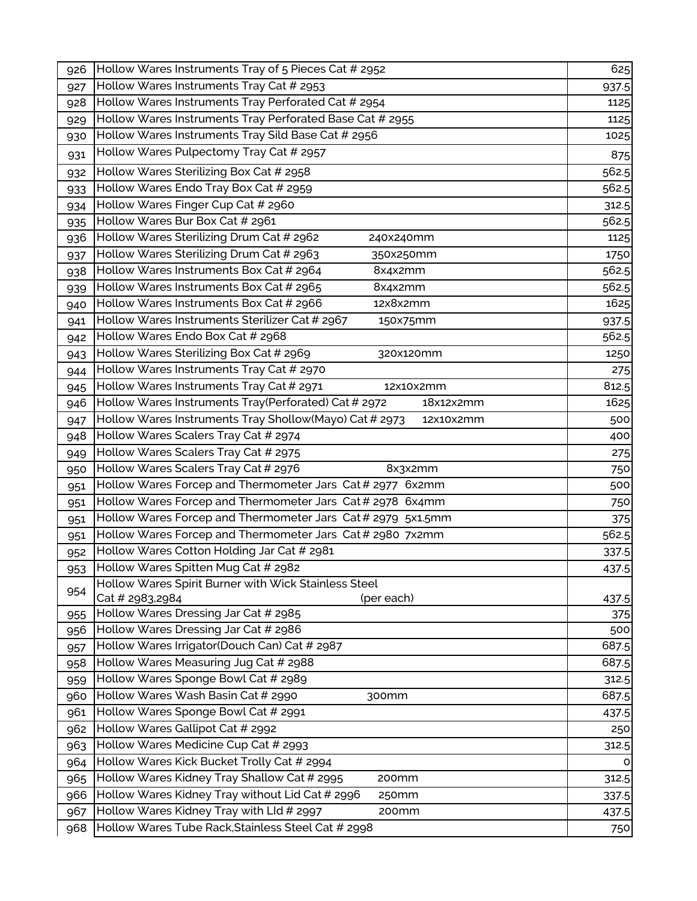| | | |
|---|---|---|
| 926 | Hollow Wares Instruments Tray of 5 Pieces Cat # 2952 | 625 |
| 927 | Hollow Wares Instruments Tray Cat # 2953 | 937.5 |
| 928 | Hollow Wares Instruments Tray Perforated Cat # 2954 | 1125 |
| 929 | Hollow Wares Instruments Tray Perforated Base Cat # 2955 | 1125 |
| 930 | Hollow Wares Instruments Tray Sild Base Cat # 2956 | 1025 |
| 931 | Hollow Wares Pulpectomy Tray Cat # 2957 | 875 |
| 932 | Hollow Wares Sterilizing Box Cat # 2958 | 562.5 |
| 933 | Hollow Wares Endo Tray Box Cat # 2959 | 562.5 |
| 934 | Hollow Wares Finger Cup Cat # 2960 | 312.5 |
| 935 | Hollow Wares Bur Box Cat # 2961 | 562.5 |
| 936 | Hollow Wares Sterilizing Drum Cat # 2962 240x240mm | 1125 |
| 937 | Hollow Wares Sterilizing Drum Cat # 2963 350x250mm | 1750 |
| 938 | Hollow Wares Instruments Box Cat # 2964 8x4x2mm | 562.5 |
| 939 | Hollow Wares Instruments Box Cat # 2965 8x4x2mm | 562.5 |
| 940 | Hollow Wares Instruments Box Cat # 2966 12x8x2mm | 1625 |
| 941 | Hollow Wares Instruments Sterilizer Cat # 2967 150x75mm | 937.5 |
| 942 | Hollow Wares Endo Box Cat # 2968 | 562.5 |
| 943 | Hollow Wares Sterilizing Box Cat # 2969 320x120mm | 1250 |
| 944 | Hollow Wares Instruments Tray Cat # 2970 | 275 |
| 945 | Hollow Wares Instruments Tray Cat # 2971 12x10x2mm | 812.5 |
| 946 | Hollow Wares Instruments Tray(Perforated) Cat # 2972 18x12x2mm | 1625 |
| 947 | Hollow Wares Instruments Tray Shollow(Mayo) Cat # 2973 12x10x2mm | 500 |
| 948 | Hollow Wares Scalers Tray Cat # 2974 | 400 |
| 949 | Hollow Wares Scalers Tray Cat # 2975 | 275 |
| 950 | Hollow Wares Scalers Tray Cat # 2976 8x3x2mm | 750 |
| 951 | Hollow Wares Forcep and Thermometer Jars Cat # 2977 6x2mm | 500 |
| 951 | Hollow Wares Forcep and Thermometer Jars Cat # 2978 6x4mm | 750 |
| 951 | Hollow Wares Forcep and Thermometer Jars Cat # 2979 5x1.5mm | 375 |
| 951 | Hollow Wares Forcep and Thermometer Jars Cat # 2980 7x2mm | 562.5 |
| 952 | Hollow Wares Cotton Holding Jar Cat # 2981 | 337.5 |
| 953 | Hollow Wares Spitten Mug Cat # 2982 | 437.5 |
| 954 | Hollow Wares Spirit Burner with Wick Stainless Steel Cat # 2983,2984 (per each) | 437.5 |
| 955 | Hollow Wares Dressing Jar Cat # 2985 | 375 |
| 956 | Hollow Wares Dressing Jar Cat # 2986 | 500 |
| 957 | Hollow Wares Irrigator(Douch Can) Cat # 2987 | 687.5 |
| 958 | Hollow Wares Measuring Jug Cat # 2988 | 687.5 |
| 959 | Hollow Wares Sponge Bowl Cat # 2989 | 312.5 |
| 960 | Hollow Wares Wash Basin Cat # 2990 300mm | 687.5 |
| 961 | Hollow Wares Sponge Bowl Cat # 2991 | 437.5 |
| 962 | Hollow Wares Gallipot Cat # 2992 | 250 |
| 963 | Hollow Wares Medicine Cup Cat # 2993 | 312.5 |
| 964 | Hollow Wares Kick Bucket Trolly Cat # 2994 | 0 |
| 965 | Hollow Wares Kidney Tray Shallow Cat # 2995 200mm | 312.5 |
| 966 | Hollow Wares Kidney Tray without Lid Cat # 2996 250mm | 337.5 |
| 967 | Hollow Wares Kidney Tray with LId # 2997 200mm | 437.5 |
| 968 | Hollow Wares Tube Rack,Stainless Steel Cat # 2998 | 750 |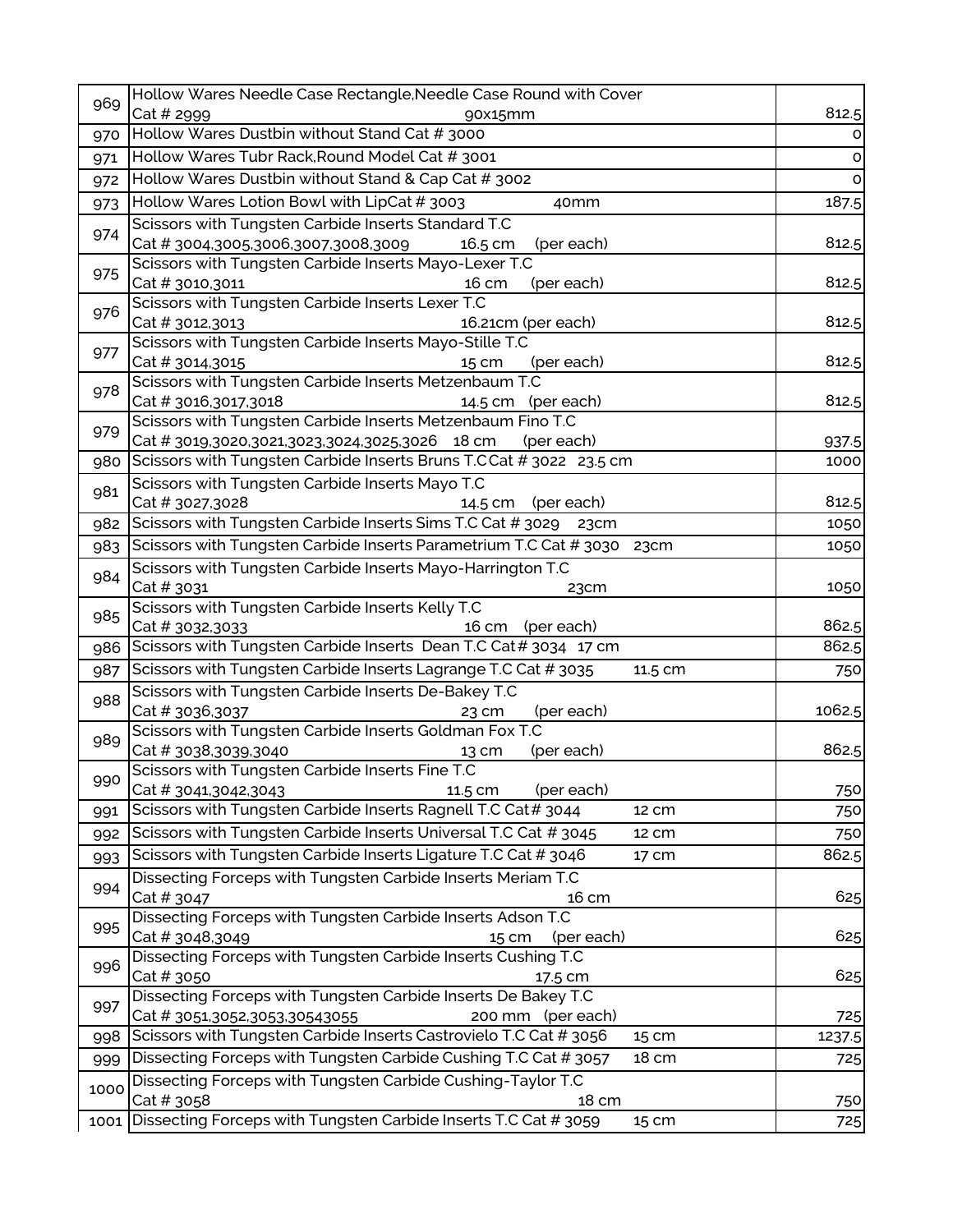| | | |
|---|---|---|
| 969 | Hollow Wares Needle Case Rectangle,Needle Case Round with Cover Cat # 2999 90x15mm | 812.5 |
| 970 | Hollow Wares Dustbin without Stand Cat # 3000 | 0 |
| 971 | Hollow Wares Tubr Rack,Round Model Cat # 3001 | 0 |
| 972 | Hollow Wares Dustbin without Stand & Cap Cat # 3002 | 0 |
| 973 | Hollow Wares Lotion Bowl with LipCat # 3003 40mm | 187.5 |
| 974 | Scissors with Tungsten Carbide Inserts Standard T.C Cat # 3004,3005,3006,3007,3008,3009 16.5 cm (per each) | 812.5 |
| 975 | Scissors with Tungsten Carbide Inserts Mayo-Lexer T.C Cat # 3010,3011 16 cm (per each) | 812.5 |
| 976 | Scissors with Tungsten Carbide Inserts Lexer T.C Cat # 3012,3013 16.21cm (per each) | 812.5 |
| 977 | Scissors with Tungsten Carbide Inserts Mayo-Stille T.C Cat # 3014,3015 15 cm (per each) | 812.5 |
| 978 | Scissors with Tungsten Carbide Inserts Metzenbaum T.C Cat # 3016,3017,3018 14.5 cm (per each) | 812.5 |
| 979 | Scissors with Tungsten Carbide Inserts Metzenbaum Fino T.C Cat # 3019,3020,3021,3023,3024,3025,3026 18 cm (per each) | 937.5 |
| 980 | Scissors with Tungsten Carbide Inserts Bruns T.CCat # 3022 23.5 cm | 1000 |
| 981 | Scissors with Tungsten Carbide Inserts Mayo T.C Cat # 3027,3028 14.5 cm (per each) | 812.5 |
| 982 | Scissors with Tungsten Carbide Inserts Sims T.C Cat # 3029 23cm | 1050 |
| 983 | Scissors with Tungsten Carbide Inserts Parametrium T.C Cat # 3030 23cm | 1050 |
| 984 | Scissors with Tungsten Carbide Inserts Mayo-Harrington T.C Cat # 3031 23cm | 1050 |
| 985 | Scissors with Tungsten Carbide Inserts Kelly T.C Cat # 3032,3033 16 cm (per each) | 862.5 |
| 986 | Scissors with Tungsten Carbide Inserts Dean T.C Cat# 3034 17 cm | 862.5 |
| 987 | Scissors with Tungsten Carbide Inserts Lagrange T.C Cat # 3035 11.5 cm | 750 |
| 988 | Scissors with Tungsten Carbide Inserts De-Bakey T.C Cat # 3036,3037 23 cm (per each) | 1062.5 |
| 989 | Scissors with Tungsten Carbide Inserts Goldman Fox T.C Cat # 3038,3039,3040 13 cm (per each) | 862.5 |
| 990 | Scissors with Tungsten Carbide Inserts Fine T.C Cat # 3041,3042,3043 11.5 cm (per each) | 750 |
| 991 | Scissors with Tungsten Carbide Inserts Ragnell T.C Cat# 3044 12 cm | 750 |
| 992 | Scissors with Tungsten Carbide Inserts Universal T.C Cat # 3045 12 cm | 750 |
| 993 | Scissors with Tungsten Carbide Inserts Ligature T.C Cat # 3046 17 cm | 862.5 |
| 994 | Dissecting Forceps with Tungsten Carbide Inserts Meriam T.C Cat # 3047 16 cm | 625 |
| 995 | Dissecting Forceps with Tungsten Carbide Inserts Adson T.C Cat # 3048,3049 15 cm (per each) | 625 |
| 996 | Dissecting Forceps with Tungsten Carbide Inserts Cushing T.C Cat # 3050 17.5 cm | 625 |
| 997 | Dissecting Forceps with Tungsten Carbide Inserts De Bakey T.C Cat # 3051,3052,3053,30543055 200 mm (per each) | 725 |
| 998 | Scissors with Tungsten Carbide Inserts Castrovielo T.C Cat # 3056 15 cm | 1237.5 |
| 999 | Dissecting Forceps with Tungsten Carbide Cushing T.C Cat # 3057 18 cm | 725 |
| 1000 | Dissecting Forceps with Tungsten Carbide Cushing-Taylor T.C Cat # 3058 18 cm | 750 |
| 1001 | Dissecting Forceps with Tungsten Carbide Inserts T.C Cat # 3059 15 cm | 725 |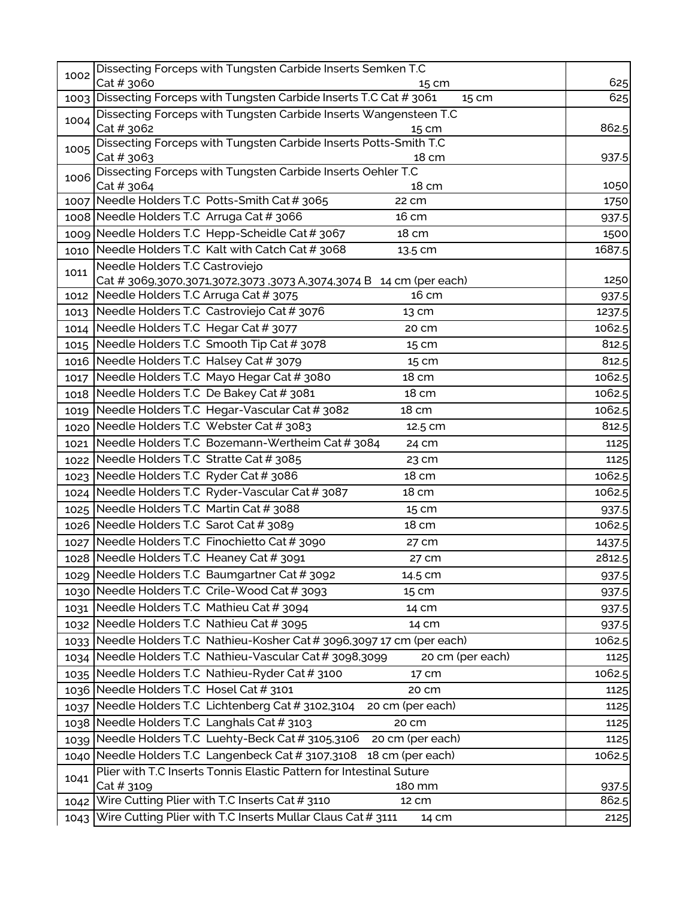| | | |
|---|---|---|
| 1002 | Dissecting Forceps with Tungsten Carbide Inserts Semken T.C Cat # 3060 15 cm | 625 |
| 1003 | Dissecting Forceps with Tungsten Carbide Inserts T.C Cat # 3061 15 cm | 625 |
| 1004 | Dissecting Forceps with Tungsten Carbide Inserts Wangensteen T.C Cat # 3062 15 cm | 862.5 |
| 1005 | Dissecting Forceps with Tungsten Carbide Inserts Potts-Smith T.C Cat # 3063 18 cm | 937.5 |
| 1006 | Dissecting Forceps with Tungsten Carbide Inserts Oehler T.C Cat # 3064 18 cm | 1050 |
| 1007 | Needle Holders T.C Potts-Smith Cat # 3065 22 cm | 1750 |
| 1008 | Needle Holders T.C Arruga Cat # 3066 16 cm | 937.5 |
| 1009 | Needle Holders T.C Hepp-Scheidle Cat # 3067 18 cm | 1500 |
| 1010 | Needle Holders T.C Kalt with Catch Cat # 3068 13.5 cm | 1687.5 |
| 1011 | Needle Holders T.C Castroviejo Cat # 3069,3070,3071,3072,3073 ,3073 A,3074,3074 B 14 cm (per each) | 1250 |
| 1012 | Needle Holders T.C Arruga Cat # 3075 16 cm | 937.5 |
| 1013 | Needle Holders T.C Castroviejo Cat # 3076 13 cm | 1237.5 |
| 1014 | Needle Holders T.C Hegar Cat # 3077 20 cm | 1062.5 |
| 1015 | Needle Holders T.C Smooth Tip Cat # 3078 15 cm | 812.5 |
| 1016 | Needle Holders T.C Halsey Cat # 3079 15 cm | 812.5 |
| 1017 | Needle Holders T.C Mayo Hegar Cat # 3080 18 cm | 1062.5 |
| 1018 | Needle Holders T.C De Bakey Cat # 3081 18 cm | 1062.5 |
| 1019 | Needle Holders T.C Hegar-Vascular Cat # 3082 18 cm | 1062.5 |
| 1020 | Needle Holders T.C Webster Cat # 3083 12.5 cm | 812.5 |
| 1021 | Needle Holders T.C Bozemann-Wertheim Cat # 3084 24 cm | 1125 |
| 1022 | Needle Holders T.C Stratte Cat # 3085 23 cm | 1125 |
| 1023 | Needle Holders T.C Ryder Cat # 3086 18 cm | 1062.5 |
| 1024 | Needle Holders T.C Ryder-Vascular Cat # 3087 18 cm | 1062.5 |
| 1025 | Needle Holders T.C Martin Cat # 3088 15 cm | 937.5 |
| 1026 | Needle Holders T.C Sarot Cat # 3089 18 cm | 1062.5 |
| 1027 | Needle Holders T.C Finochietto Cat # 3090 27 cm | 1437.5 |
| 1028 | Needle Holders T.C Heaney Cat # 3091 27 cm | 2812.5 |
| 1029 | Needle Holders T.C Baumgartner Cat # 3092 14.5 cm | 937.5 |
| 1030 | Needle Holders T.C Crile-Wood Cat # 3093 15 cm | 937.5 |
| 1031 | Needle Holders T.C Mathieu Cat # 3094 14 cm | 937.5 |
| 1032 | Needle Holders T.C Nathieu Cat # 3095 14 cm | 937.5 |
| 1033 | Needle Holders T.C Nathieu-Kosher Cat # 3096,3097 17 cm (per each) | 1062.5 |
| 1034 | Needle Holders T.C Nathieu-Vascular Cat # 3098,3099 20 cm (per each) | 1125 |
| 1035 | Needle Holders T.C Nathieu-Ryder Cat # 3100 17 cm | 1062.5 |
| 1036 | Needle Holders T.C Hosel Cat # 3101 20 cm | 1125 |
| 1037 | Needle Holders T.C Lichtenberg Cat # 3102,3104 20 cm (per each) | 1125 |
| 1038 | Needle Holders T.C Langhals Cat # 3103 20 cm | 1125 |
| 1039 | Needle Holders T.C Luehty-Beck Cat # 3105,3106 20 cm (per each) | 1125 |
| 1040 | Needle Holders T.C Langenbeck Cat # 3107,3108 18 cm (per each) | 1062.5 |
| 1041 | Plier with T.C Inserts Tonnis Elastic Pattern for Intestinal Suture Cat # 3109 180 mm | 937.5 |
| 1042 | Wire Cutting Plier with T.C Inserts Cat # 3110 12 cm | 862.5 |
| 1043 | Wire Cutting Plier with T.C Inserts Mullar Claus Cat # 3111 14 cm | 2125 |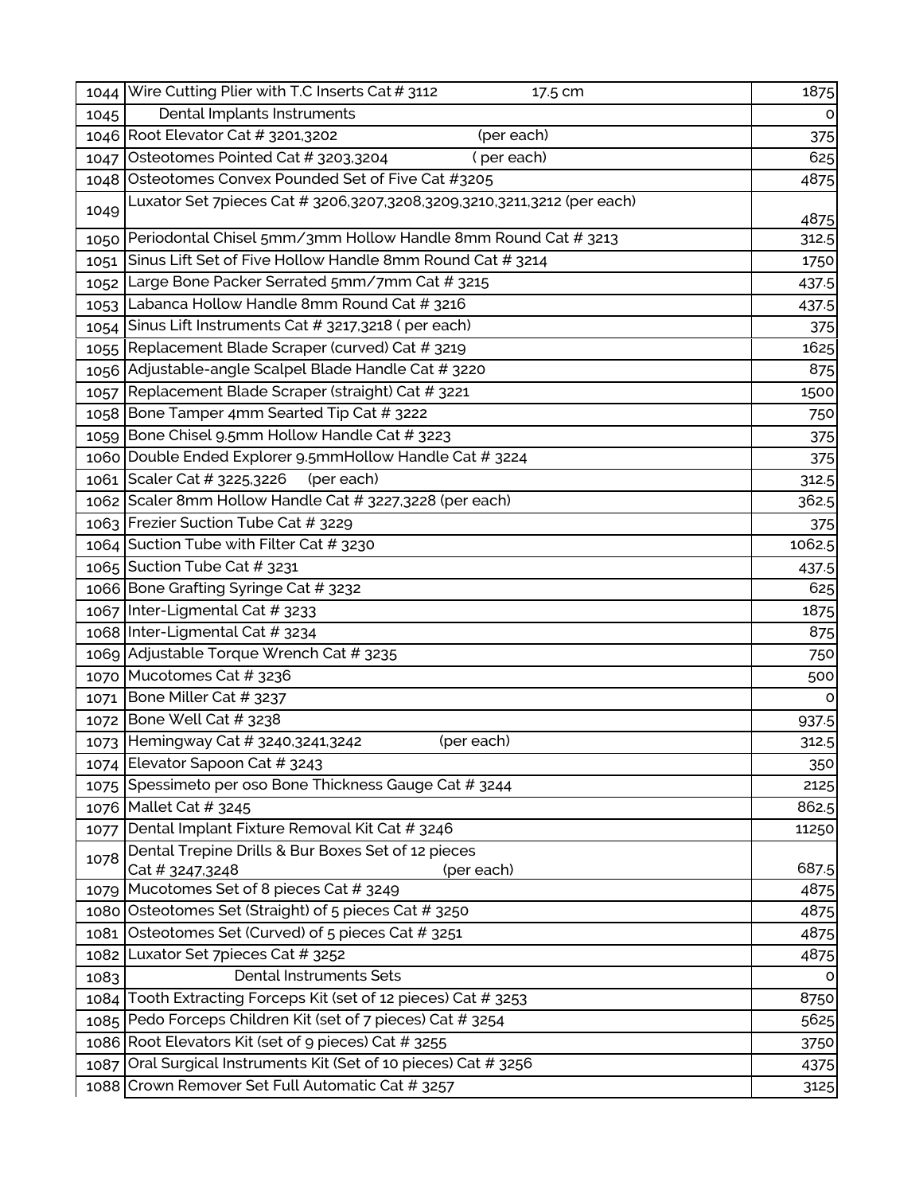| | | |
|---|---|---|
| 1044 | Wire Cutting Plier with T.C Inserts Cat # 3112 17.5 cm | 1875 |
| 1045 | Dental Implants Instruments | 0 |
| 1046 | Root Elevator Cat # 3201,3202 (per each) | 375 |
| 1047 | Osteotomes Pointed Cat # 3203,3204 ( per each) | 625 |
| 1048 | Osteotomes Convex Pounded Set of Five Cat #3205 | 4875 |
| 1049 | Luxator Set 7pieces Cat # 3206,3207,3208,3209,3210,3211,3212 (per each) | 4875 |
| 1050 | Periodontal Chisel 5mm/3mm Hollow Handle 8mm Round Cat # 3213 | 312.5 |
| 1051 | Sinus Lift Set of Five Hollow Handle 8mm Round Cat # 3214 | 1750 |
| 1052 | Large Bone Packer Serrated 5mm/7mm Cat # 3215 | 437.5 |
| 1053 | Labanca Hollow Handle 8mm Round Cat # 3216 | 437.5 |
| 1054 | Sinus Lift Instruments Cat # 3217,3218 ( per each) | 375 |
| 1055 | Replacement Blade Scraper (curved) Cat # 3219 | 1625 |
| 1056 | Adjustable-angle Scalpel Blade Handle Cat # 3220 | 875 |
| 1057 | Replacement Blade Scraper (straight) Cat # 3221 | 1500 |
| 1058 | Bone Tamper 4mm Searted Tip Cat # 3222 | 750 |
| 1059 | Bone Chisel 9.5mm Hollow Handle Cat # 3223 | 375 |
| 1060 | Double Ended Explorer 9.5mmHollow Handle Cat # 3224 | 375 |
| 1061 | Scaler Cat # 3225,3226 (per each) | 312.5 |
| 1062 | Scaler 8mm Hollow Handle Cat # 3227,3228 (per each) | 362.5 |
| 1063 | Frezier Suction Tube Cat # 3229 | 375 |
| 1064 | Suction Tube with Filter Cat # 3230 | 1062.5 |
| 1065 | Suction Tube Cat # 3231 | 437.5 |
| 1066 | Bone Grafting Syringe Cat # 3232 | 625 |
| 1067 | Inter-Ligmental Cat # 3233 | 1875 |
| 1068 | Inter-Ligmental Cat # 3234 | 875 |
| 1069 | Adjustable Torque Wrench Cat # 3235 | 750 |
| 1070 | Mucotomes Cat # 3236 | 500 |
| 1071 | Bone Miller Cat # 3237 | 0 |
| 1072 | Bone Well Cat # 3238 | 937.5 |
| 1073 | Hemingway Cat # 3240,3241,3242 (per each) | 312.5 |
| 1074 | Elevator Sapoon Cat # 3243 | 350 |
| 1075 | Spessimeto per oso Bone Thickness Gauge Cat # 3244 | 2125 |
| 1076 | Mallet Cat # 3245 | 862.5 |
| 1077 | Dental Implant Fixture Removal Kit Cat # 3246 | 11250 |
| 1078 | Dental Trepine Drills & Bur Boxes Set of 12 pieces Cat # 3247,3248 (per each) | 687.5 |
| 1079 | Mucotomes Set of 8 pieces Cat # 3249 | 4875 |
| 1080 | Osteotomes Set (Straight) of 5 pieces Cat # 3250 | 4875 |
| 1081 | Osteotomes Set (Curved) of 5 pieces Cat # 3251 | 4875 |
| 1082 | Luxator Set 7pieces Cat # 3252 | 4875 |
| 1083 | Dental Instruments Sets | 0 |
| 1084 | Tooth Extracting Forceps Kit (set of 12 pieces) Cat # 3253 | 8750 |
| 1085 | Pedo Forceps Children Kit (set of 7 pieces) Cat # 3254 | 5625 |
| 1086 | Root Elevators Kit (set of 9 pieces) Cat # 3255 | 3750 |
| 1087 | Oral Surgical Instruments Kit (Set of 10 pieces) Cat # 3256 | 4375 |
| 1088 | Crown Remover Set Full Automatic Cat # 3257 | 3125 |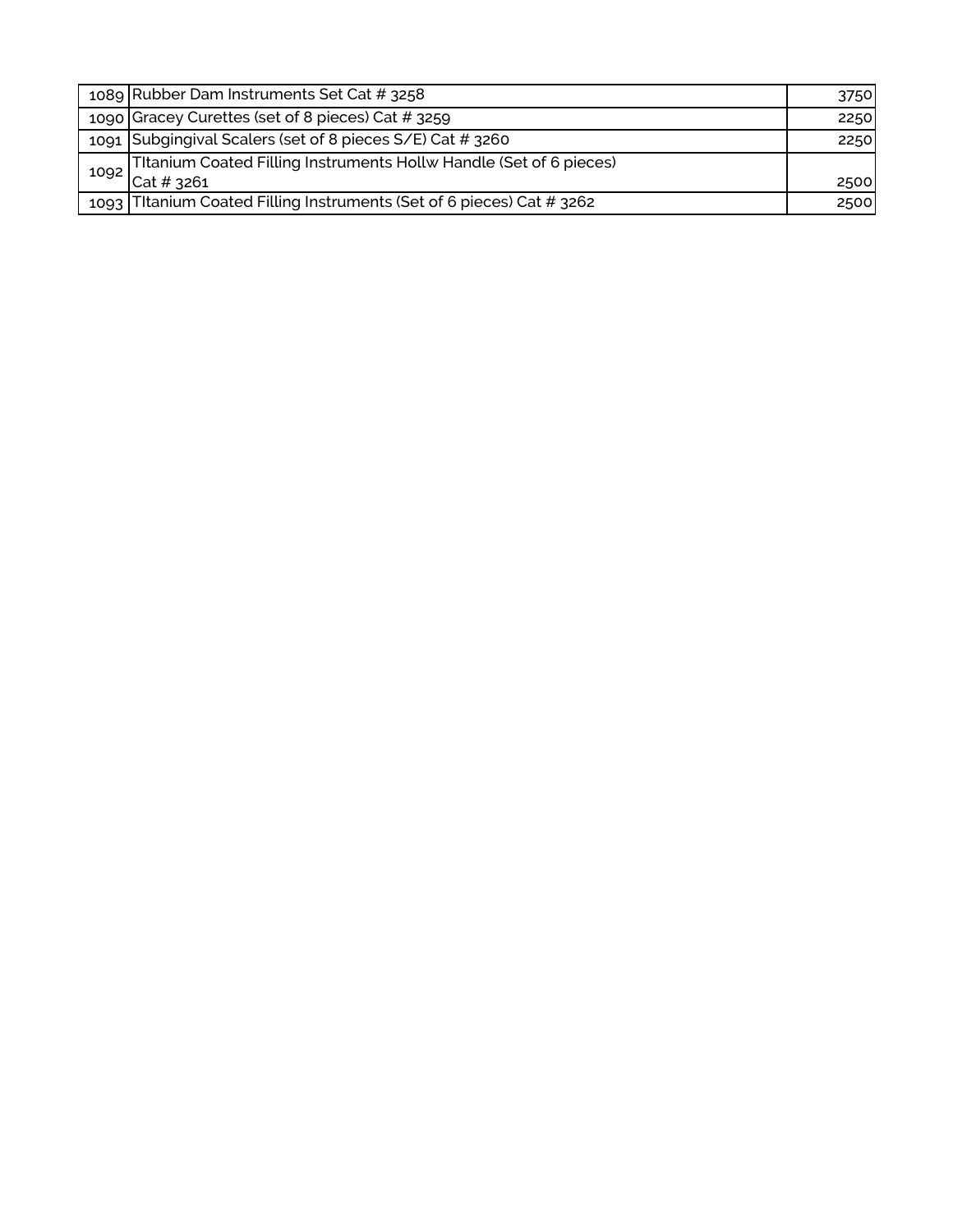| | | |
|---|---|---|
| 1089 | Rubber Dam Instruments Set Cat # 3258 | 3750 |
| 1090 | Gracey Curettes (set of 8 pieces) Cat # 3259 | 2250 |
| 1091 | Subgingival Scalers (set of 8 pieces S/E) Cat # 3260 | 2250 |
| 1092 | TItanium Coated Filling Instruments Hollw Handle (Set of 6 pieces) Cat # 3261 | 2500 |
| 1093 | TItanium Coated Filling Instruments (Set of 6 pieces) Cat # 3262 | 2500 |